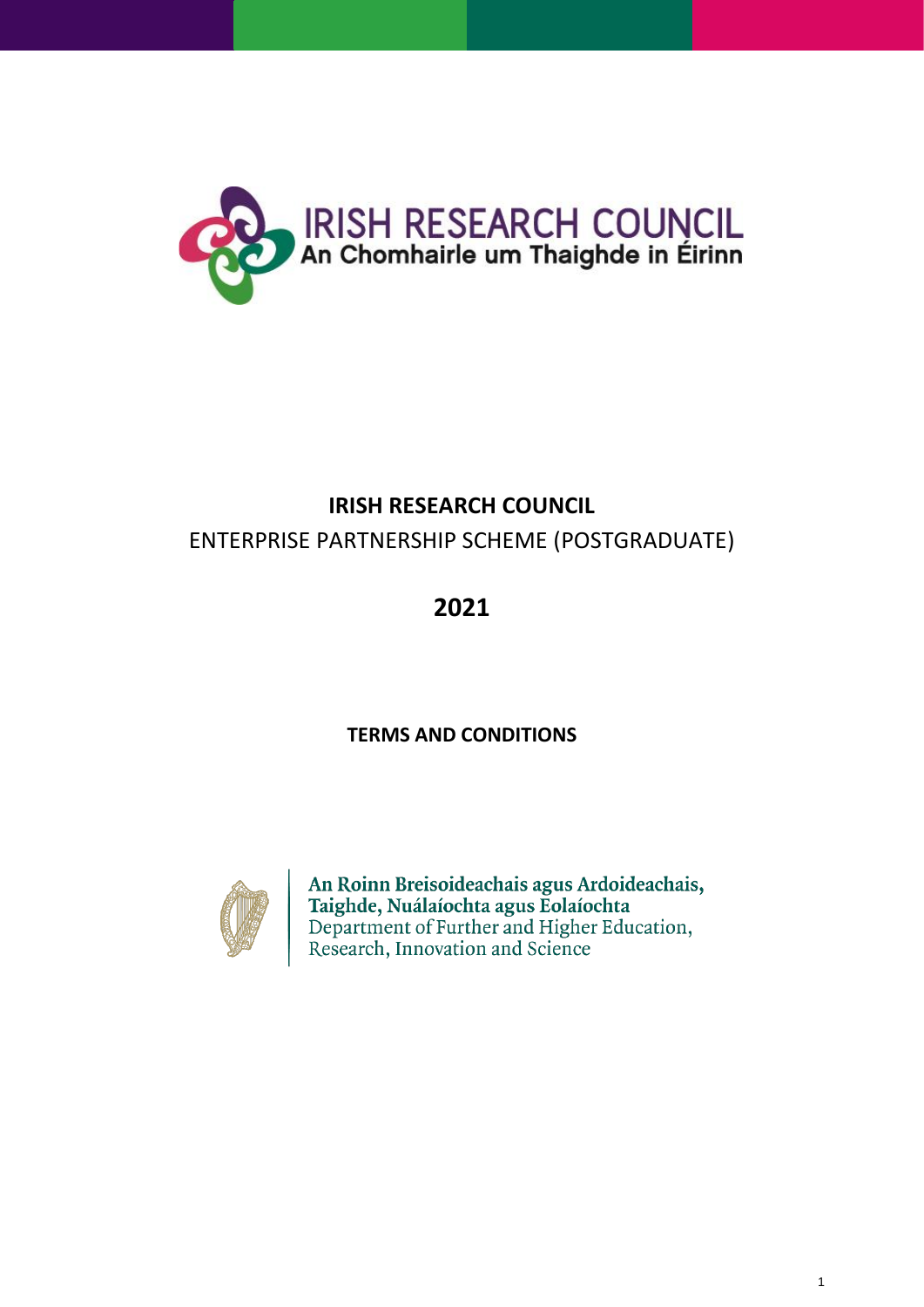IRISH RESEARCH COUNCIL
An Chomhairle um Thaighde in Éirinn

# IRISH RESEARCH COUNCIL

ENTERPRISE PARTNERSHIP SCHEME (POSTGRADUATE)

## 2021

**TERMS AND CONDITIONS**

An Roinn Breisoideachais agus Ardoideachais, Taighde, Nuálaíochta agus Eolaíochta
Department of Further and Higher Education, Research, Innovation and Science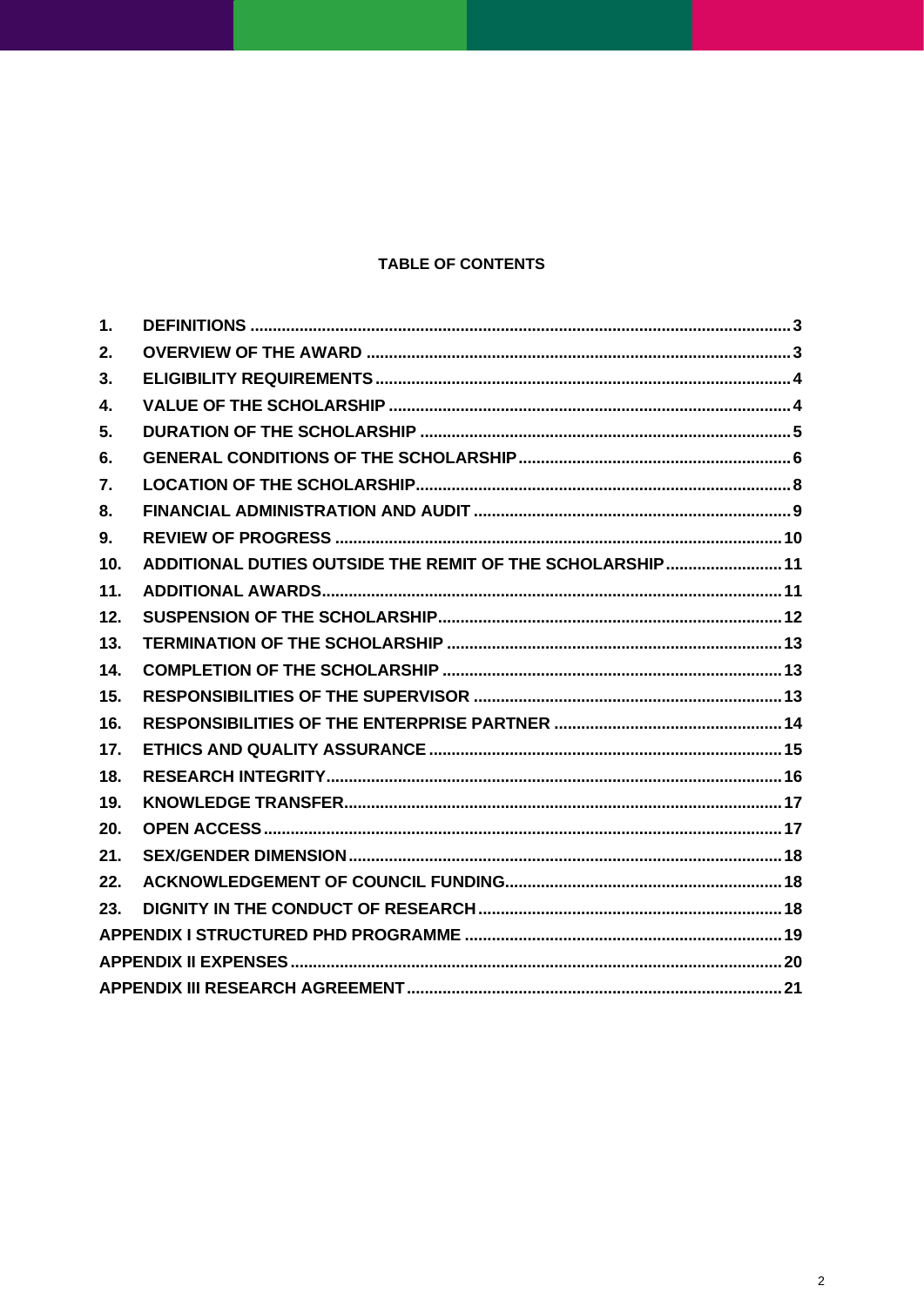**TABLE OF CONTENTS**

| | | |
|---|---|---|
| 1. | DEFINITIONS | 3 |
| 2. | OVERVIEW OF THE AWARD | 3 |
| 3. | ELIGIBILITY REQUIREMENTS | 4 |
| 4. | VALUE OF THE SCHOLARSHIP | 4 |
| 5. | DURATION OF THE SCHOLARSHIP | 5 |
| 6. | GENERAL CONDITIONS OF THE SCHOLARSHIP | 6 |
| 7. | LOCATION OF THE SCHOLARSHIP | 8 |
| 8. | FINANCIAL ADMINISTRATION AND AUDIT | 9 |
| 9. | REVIEW OF PROGRESS | 10 |
| 10. | ADDITIONAL DUTIES OUTSIDE THE REMIT OF THE SCHOLARSHIP | 11 |
| 11. | ADDITIONAL AWARDS | 11 |
| 12. | SUSPENSION OF THE SCHOLARSHIP | 12 |
| 13. | TERMINATION OF THE SCHOLARSHIP | 13 |
| 14. | COMPLETION OF THE SCHOLARSHIP | 13 |
| 15. | RESPONSIBILITIES OF THE SUPERVISOR | 13 |
| 16. | RESPONSIBILITIES OF THE ENTERPRISE PARTNER | 14 |
| 17. | ETHICS AND QUALITY ASSURANCE | 15 |
| 18. | RESEARCH INTEGRITY | 16 |
| 19. | KNOWLEDGE TRANSFER | 17 |
| 20. | OPEN ACCESS | 17 |
| 21. | SEX/GENDER DIMENSION | 18 |
| 22. | ACKNOWLEDGEMENT OF COUNCIL FUNDING | 18 |
| 23. | DIGNITY IN THE CONDUCT OF RESEARCH | 18 |
| | APPENDIX I STRUCTURED PHD PROGRAMME | 19 |
| | APPENDIX II EXPENSES | 20 |
| | APPENDIX III RESEARCH AGREEMENT | 21 |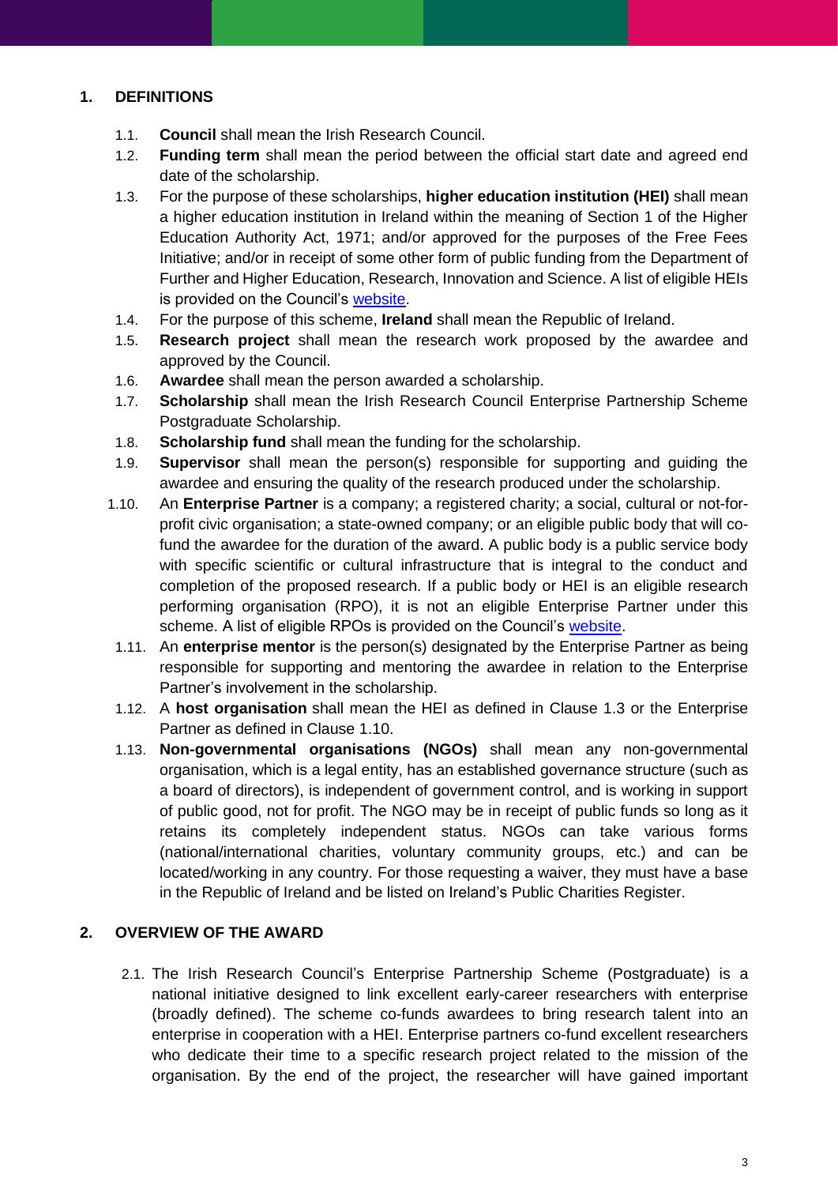## 1. DEFINITIONS

1.1. **Council** shall mean the Irish Research Council.

1.2. **Funding term** shall mean the period between the official start date and agreed end date of the scholarship.

1.3. For the purpose of these scholarships, **higher education institution (HEI)** shall mean a higher education institution in Ireland within the meaning of Section 1 of the Higher Education Authority Act, 1971; and/or approved for the purposes of the Free Fees Initiative; and/or in receipt of some other form of public funding from the Department of Further and Higher Education, Research, Innovation and Science. A list of eligible HEIs is provided on the Council's website.

1.4. For the purpose of this scheme, **Ireland** shall mean the Republic of Ireland.

1.5. **Research project** shall mean the research work proposed by the awardee and approved by the Council.

1.6. **Awardee** shall mean the person awarded a scholarship.

1.7. **Scholarship** shall mean the Irish Research Council Enterprise Partnership Scheme Postgraduate Scholarship.

1.8. **Scholarship fund** shall mean the funding for the scholarship.

1.9. **Supervisor** shall mean the person(s) responsible for supporting and guiding the awardee and ensuring the quality of the research produced under the scholarship.

1.10. An **Enterprise Partner** is a company; a registered charity; a social, cultural or not-for-profit civic organisation; a state-owned company; or an eligible public body that will co-fund the awardee for the duration of the award. A public body is a public service body with specific scientific or cultural infrastructure that is integral to the conduct and completion of the proposed research. If a public body or HEI is an eligible research performing organisation (RPO), it is not an eligible Enterprise Partner under this scheme. A list of eligible RPOs is provided on the Council's website.

1.11. An **enterprise mentor** is the person(s) designated by the Enterprise Partner as being responsible for supporting and mentoring the awardee in relation to the Enterprise Partner's involvement in the scholarship.

1.12. A **host organisation** shall mean the HEI as defined in Clause 1.3 or the Enterprise Partner as defined in Clause 1.10.

1.13. **Non-governmental organisations (NGOs)** shall mean any non-governmental organisation, which is a legal entity, has an established governance structure (such as a board of directors), is independent of government control, and is working in support of public good, not for profit. The NGO may be in receipt of public funds so long as it retains its completely independent status. NGOs can take various forms (national/international charities, voluntary community groups, etc.) and can be located/working in any country. For those requesting a waiver, they must have a base in the Republic of Ireland and be listed on Ireland's Public Charities Register.

## 2. OVERVIEW OF THE AWARD

2.1. The Irish Research Council's Enterprise Partnership Scheme (Postgraduate) is a national initiative designed to link excellent early-career researchers with enterprise (broadly defined). The scheme co-funds awardees to bring research talent into an enterprise in cooperation with a HEI. Enterprise partners co-fund excellent researchers who dedicate their time to a specific research project related to the mission of the organisation. By the end of the project, the researcher will have gained important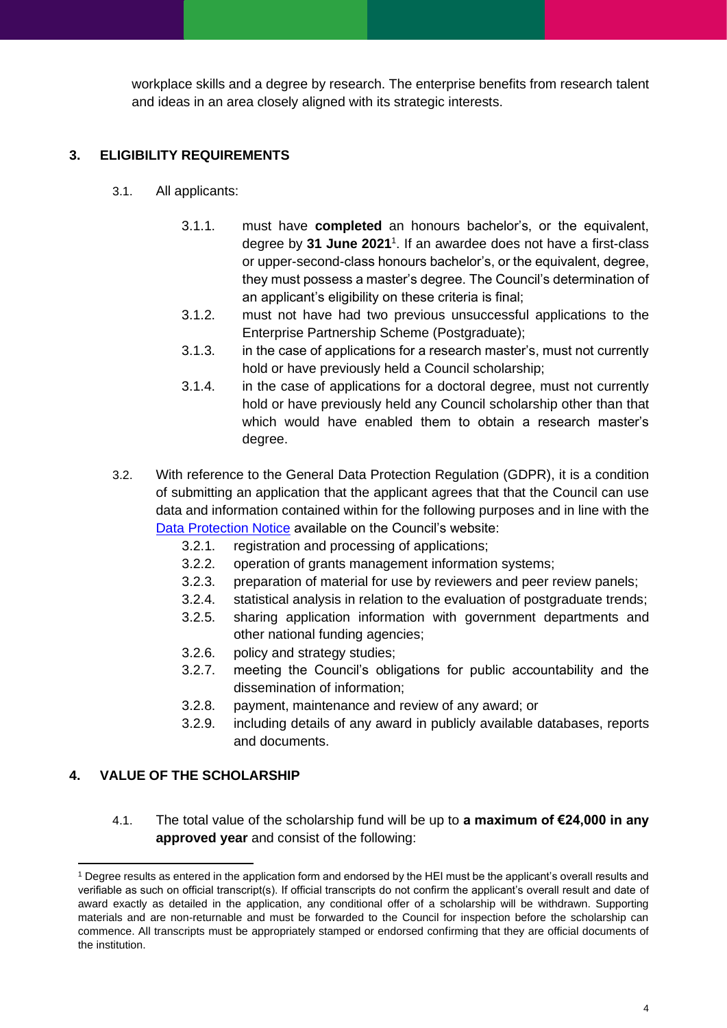workplace skills and a degree by research. The enterprise benefits from research talent and ideas in an area closely aligned with its strategic interests.

## 3. ELIGIBILITY REQUIREMENTS

3.1. All applicants:

- 3.1.1. must have **completed** an honours bachelor's, or the equivalent, degree by **31 June 2021**[1]. If an awardee does not have a first-class or upper-second-class honours bachelor's, or the equivalent, degree, they must possess a master's degree. The Council's determination of an applicant's eligibility on these criteria is final;
- 3.1.2. must not have had two previous unsuccessful applications to the Enterprise Partnership Scheme (Postgraduate);
- 3.1.3. in the case of applications for a research master's, must not currently hold or have previously held a Council scholarship;
- 3.1.4. in the case of applications for a doctoral degree, must not currently hold or have previously held any Council scholarship other than that which would have enabled them to obtain a research master's degree.

3.2. With reference to the General Data Protection Regulation (GDPR), it is a condition of submitting an application that the applicant agrees that that the Council can use data and information contained within for the following purposes and in line with the Data Protection Notice available on the Council's website:

- 3.2.1. registration and processing of applications;
- 3.2.2. operation of grants management information systems;
- 3.2.3. preparation of material for use by reviewers and peer review panels;
- 3.2.4. statistical analysis in relation to the evaluation of postgraduate trends;
- 3.2.5. sharing application information with government departments and other national funding agencies;
- 3.2.6. policy and strategy studies;
- 3.2.7. meeting the Council's obligations for public accountability and the dissemination of information;
- 3.2.8. payment, maintenance and review of any award; or
- 3.2.9. including details of any award in publicly available databases, reports and documents.

## 4. VALUE OF THE SCHOLARSHIP

4.1. The total value of the scholarship fund will be up to **a maximum of €24,000 in any approved year** and consist of the following:

---

[1] Degree results as entered in the application form and endorsed by the HEI must be the applicant's overall results and verifiable as such on official transcript(s). If official transcripts do not confirm the applicant's overall result and date of award exactly as detailed in the application, any conditional offer of a scholarship will be withdrawn. Supporting materials and are non-returnable and must be forwarded to the Council for inspection before the scholarship can commence. All transcripts must be appropriately stamped or endorsed confirming that they are official documents of the institution.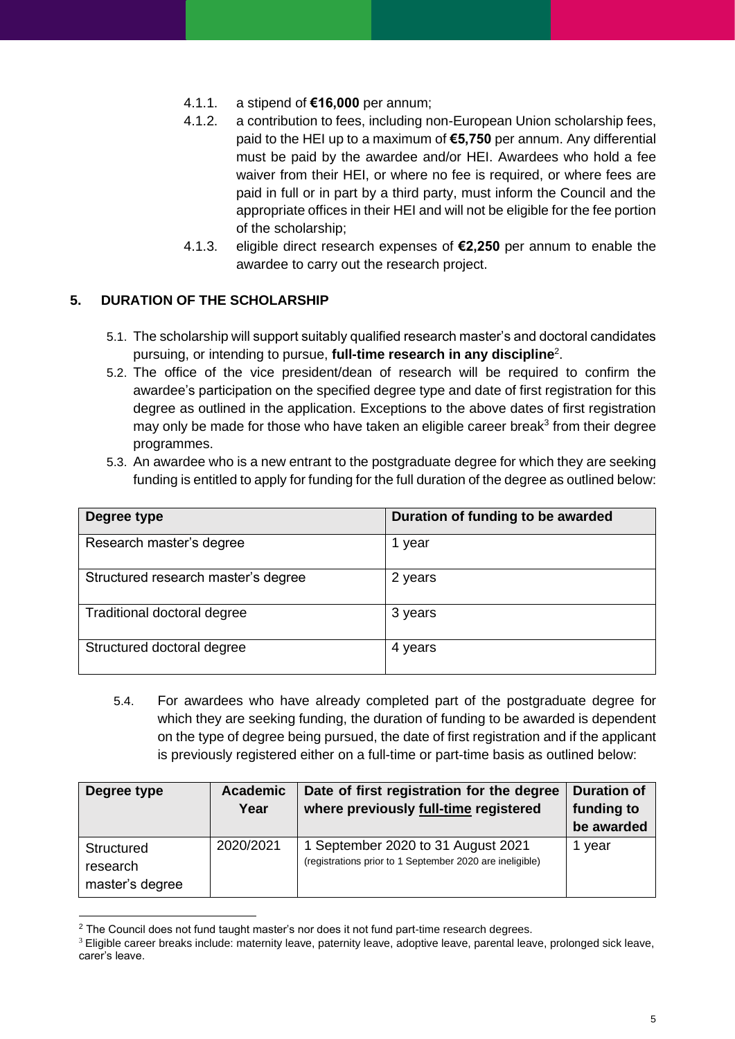4.1.1. a stipend of **€16,000** per annum;

4.1.2. a contribution to fees, including non-European Union scholarship fees, paid to the HEI up to a maximum of **€5,750** per annum. Any differential must be paid by the awardee and/or HEI. Awardees who hold a fee waiver from their HEI, or where no fee is required, or where fees are paid in full or in part by a third party, must inform the Council and the appropriate offices in their HEI and will not be eligible for the fee portion of the scholarship;

4.1.3. eligible direct research expenses of **€2,250** per annum to enable the awardee to carry out the research project.

## 5. DURATION OF THE SCHOLARSHIP

5.1. The scholarship will support suitably qualified research master's and doctoral candidates pursuing, or intending to pursue, **full-time research in any discipline**[2].

5.2. The office of the vice president/dean of research will be required to confirm the awardee's participation on the specified degree type and date of first registration for this degree as outlined in the application. Exceptions to the above dates of first registration may only be made for those who have taken an eligible career break[3] from their degree programmes.

5.3. An awardee who is a new entrant to the postgraduate degree for which they are seeking funding is entitled to apply for funding for the full duration of the degree as outlined below:

| Degree type | Duration of funding to be awarded |
|---|---|
| Research master's degree | 1 year |
| Structured research master's degree | 2 years |
| Traditional doctoral degree | 3 years |
| Structured doctoral degree | 4 years |

5.4. For awardees who have already completed part of the postgraduate degree for which they are seeking funding, the duration of funding to be awarded is dependent on the type of degree being pursued, the date of first registration and if the applicant is previously registered either on a full-time or part-time basis as outlined below:

| Degree type | Academic Year | Date of first registration for the degree where previously full-time registered | Duration of funding to be awarded |
|---|---|---|---|
| Structured research master's degree | 2020/2021 | 1 September 2020 to 31 August 2021 (registrations prior to 1 September 2020 are ineligible) | 1 year |

[2] The Council does not fund taught master's nor does it not fund part-time research degrees.

[3] Eligible career breaks include: maternity leave, paternity leave, adoptive leave, parental leave, prolonged sick leave, carer's leave.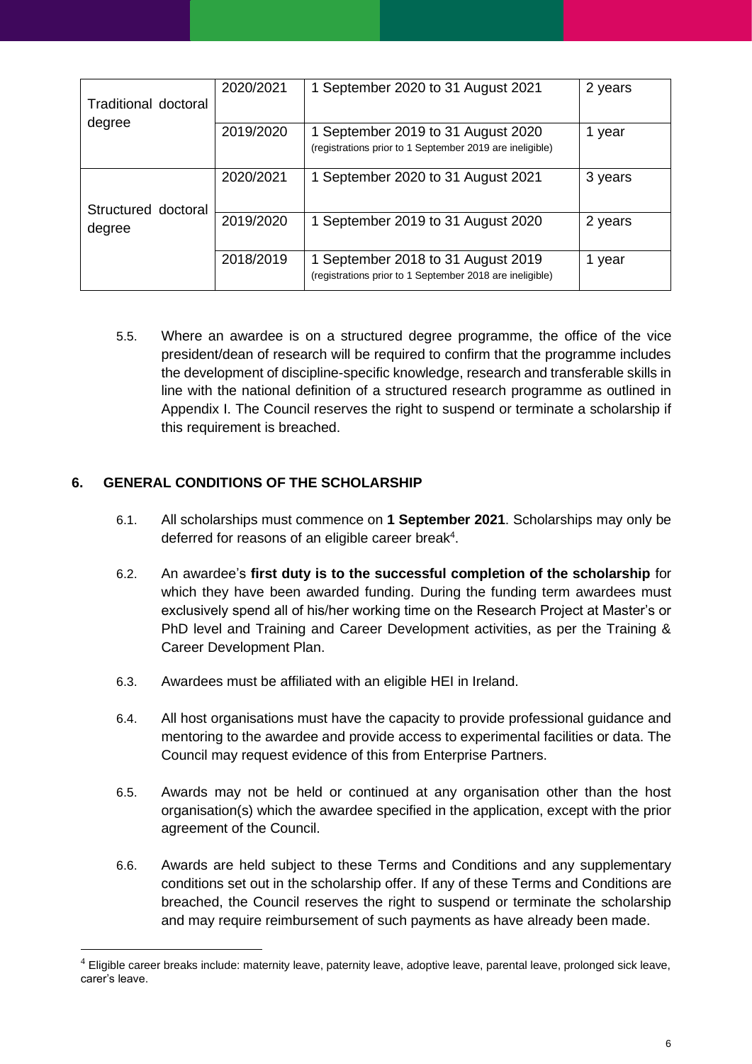| | | | |
|---|---|---|---|
| Traditional doctoral degree | 2020/2021 | 1 September 2020 to 31 August 2021 | 2 years |
| | 2019/2020 | 1 September 2019 to 31 August 2020 (registrations prior to 1 September 2019 are ineligible) | 1 year |
| Structured doctoral degree | 2020/2021 | 1 September 2020 to 31 August 2021 | 3 years |
| | 2019/2020 | 1 September 2019 to 31 August 2020 | 2 years |
| | 2018/2019 | 1 September 2018 to 31 August 2019 (registrations prior to 1 September 2018 are ineligible) | 1 year |

5.5. Where an awardee is on a structured degree programme, the office of the vice president/dean of research will be required to confirm that the programme includes the development of discipline-specific knowledge, research and transferable skills in line with the national definition of a structured research programme as outlined in Appendix I. The Council reserves the right to suspend or terminate a scholarship if this requirement is breached.

## 6. GENERAL CONDITIONS OF THE SCHOLARSHIP

6.1. All scholarships must commence on **1 September 2021**. Scholarships may only be deferred for reasons of an eligible career break[4].

6.2. An awardee's **first duty is to the successful completion of the scholarship** for which they have been awarded funding. During the funding term awardees must exclusively spend all of his/her working time on the Research Project at Master's or PhD level and Training and Career Development activities, as per the Training & Career Development Plan.

6.3. Awardees must be affiliated with an eligible HEI in Ireland.

6.4. All host organisations must have the capacity to provide professional guidance and mentoring to the awardee and provide access to experimental facilities or data. The Council may request evidence of this from Enterprise Partners.

6.5. Awards may not be held or continued at any organisation other than the host organisation(s) which the awardee specified in the application, except with the prior agreement of the Council.

6.6. Awards are held subject to these Terms and Conditions and any supplementary conditions set out in the scholarship offer. If any of these Terms and Conditions are breached, the Council reserves the right to suspend or terminate the scholarship and may require reimbursement of such payments as have already been made.

[4] Eligible career breaks include: maternity leave, paternity leave, adoptive leave, parental leave, prolonged sick leave, carer's leave.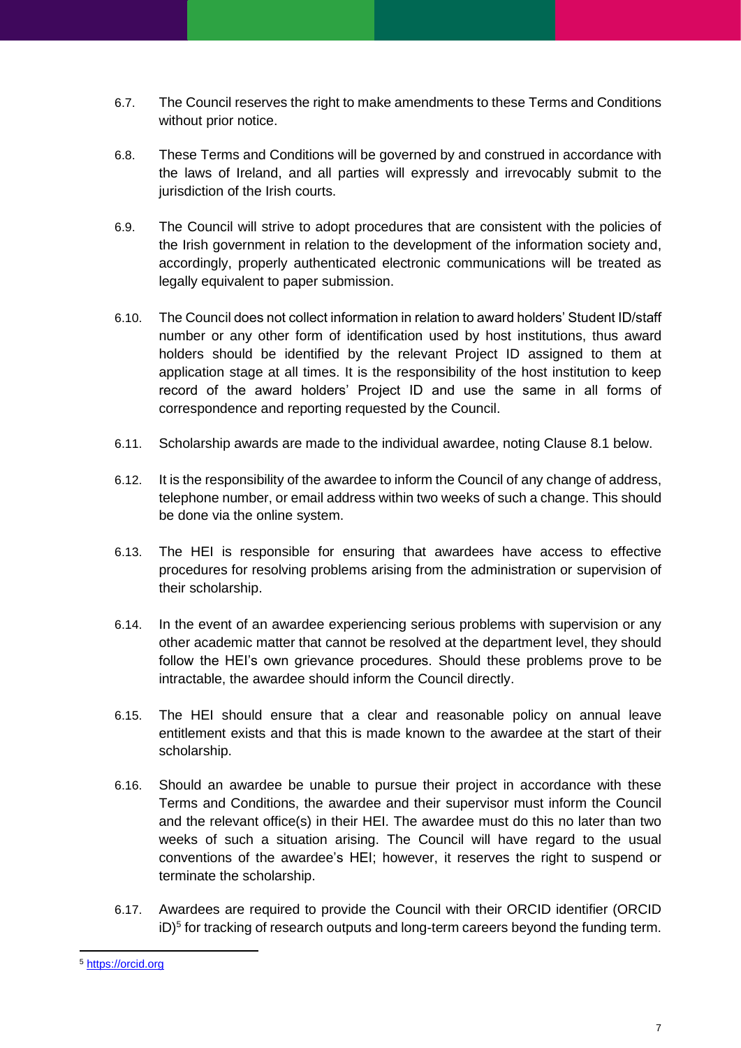6.7. The Council reserves the right to make amendments to these Terms and Conditions without prior notice.

6.8. These Terms and Conditions will be governed by and construed in accordance with the laws of Ireland, and all parties will expressly and irrevocably submit to the jurisdiction of the Irish courts.

6.9. The Council will strive to adopt procedures that are consistent with the policies of the Irish government in relation to the development of the information society and, accordingly, properly authenticated electronic communications will be treated as legally equivalent to paper submission.

6.10. The Council does not collect information in relation to award holders' Student ID/staff number or any other form of identification used by host institutions, thus award holders should be identified by the relevant Project ID assigned to them at application stage at all times. It is the responsibility of the host institution to keep record of the award holders' Project ID and use the same in all forms of correspondence and reporting requested by the Council.

6.11. Scholarship awards are made to the individual awardee, noting Clause 8.1 below.

6.12. It is the responsibility of the awardee to inform the Council of any change of address, telephone number, or email address within two weeks of such a change. This should be done via the online system.

6.13. The HEI is responsible for ensuring that awardees have access to effective procedures for resolving problems arising from the administration or supervision of their scholarship.

6.14. In the event of an awardee experiencing serious problems with supervision or any other academic matter that cannot be resolved at the department level, they should follow the HEI's own grievance procedures. Should these problems prove to be intractable, the awardee should inform the Council directly.

6.15. The HEI should ensure that a clear and reasonable policy on annual leave entitlement exists and that this is made known to the awardee at the start of their scholarship.

6.16. Should an awardee be unable to pursue their project in accordance with these Terms and Conditions, the awardee and their supervisor must inform the Council and the relevant office(s) in their HEI. The awardee must do this no later than two weeks of such a situation arising. The Council will have regard to the usual conventions of the awardee's HEI; however, it reserves the right to suspend or terminate the scholarship.

6.17. Awardees are required to provide the Council with their ORCID identifier (ORCID iD)[5] for tracking of research outputs and long-term careers beyond the funding term.

---

[5] https://orcid.org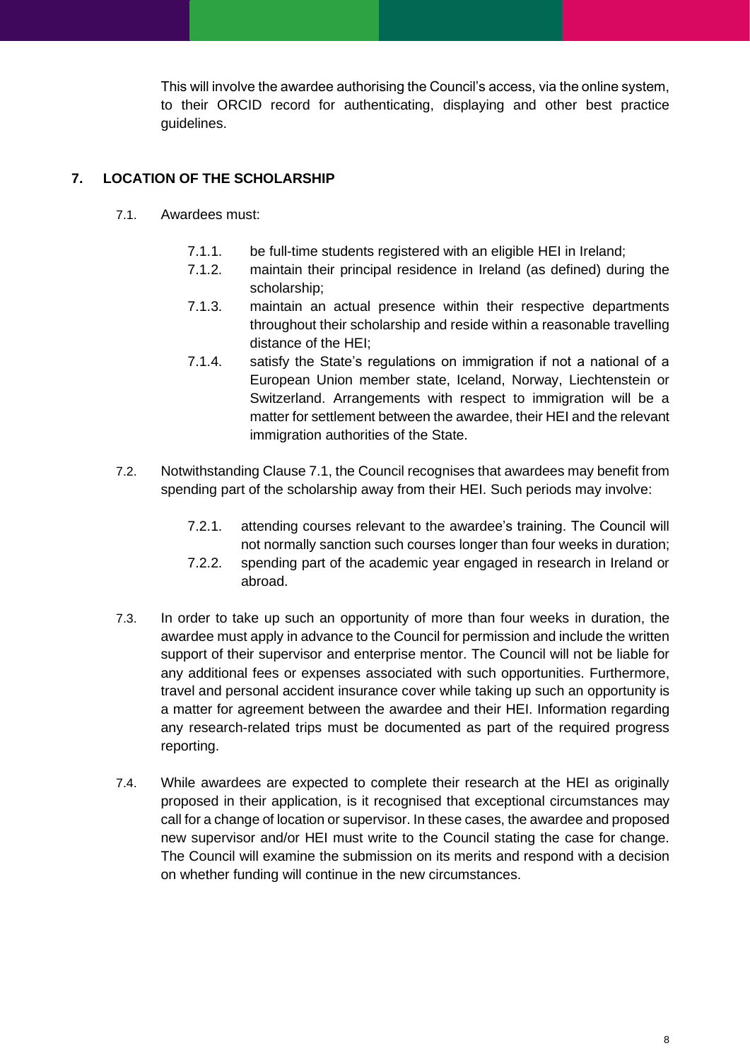This will involve the awardee authorising the Council's access, via the online system, to their ORCID record for authenticating, displaying and other best practice guidelines.

## 7. LOCATION OF THE SCHOLARSHIP

7.1. Awardees must:

7.1.1. be full-time students registered with an eligible HEI in Ireland;

7.1.2. maintain their principal residence in Ireland (as defined) during the scholarship;

7.1.3. maintain an actual presence within their respective departments throughout their scholarship and reside within a reasonable travelling distance of the HEI;

7.1.4. satisfy the State's regulations on immigration if not a national of a European Union member state, Iceland, Norway, Liechtenstein or Switzerland. Arrangements with respect to immigration will be a matter for settlement between the awardee, their HEI and the relevant immigration authorities of the State.

7.2. Notwithstanding Clause 7.1, the Council recognises that awardees may benefit from spending part of the scholarship away from their HEI. Such periods may involve:

7.2.1. attending courses relevant to the awardee's training. The Council will not normally sanction such courses longer than four weeks in duration;

7.2.2. spending part of the academic year engaged in research in Ireland or abroad.

7.3. In order to take up such an opportunity of more than four weeks in duration, the awardee must apply in advance to the Council for permission and include the written support of their supervisor and enterprise mentor. The Council will not be liable for any additional fees or expenses associated with such opportunities. Furthermore, travel and personal accident insurance cover while taking up such an opportunity is a matter for agreement between the awardee and their HEI. Information regarding any research-related trips must be documented as part of the required progress reporting.

7.4. While awardees are expected to complete their research at the HEI as originally proposed in their application, is it recognised that exceptional circumstances may call for a change of location or supervisor. In these cases, the awardee and proposed new supervisor and/or HEI must write to the Council stating the case for change. The Council will examine the submission on its merits and respond with a decision on whether funding will continue in the new circumstances.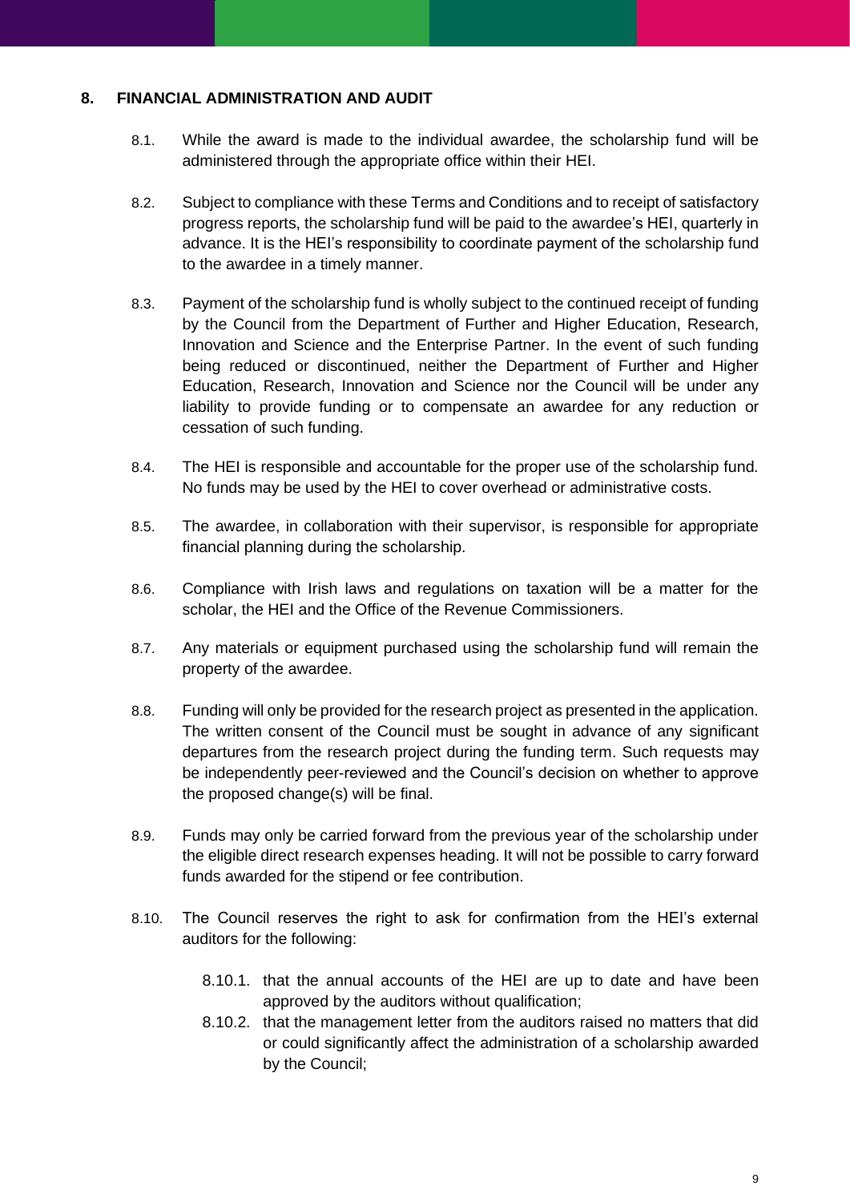## 8. FINANCIAL ADMINISTRATION AND AUDIT

8.1. While the award is made to the individual awardee, the scholarship fund will be administered through the appropriate office within their HEI.

8.2. Subject to compliance with these Terms and Conditions and to receipt of satisfactory progress reports, the scholarship fund will be paid to the awardee's HEI, quarterly in advance. It is the HEI's responsibility to coordinate payment of the scholarship fund to the awardee in a timely manner.

8.3. Payment of the scholarship fund is wholly subject to the continued receipt of funding by the Council from the Department of Further and Higher Education, Research, Innovation and Science and the Enterprise Partner. In the event of such funding being reduced or discontinued, neither the Department of Further and Higher Education, Research, Innovation and Science nor the Council will be under any liability to provide funding or to compensate an awardee for any reduction or cessation of such funding.

8.4. The HEI is responsible and accountable for the proper use of the scholarship fund. No funds may be used by the HEI to cover overhead or administrative costs.

8.5. The awardee, in collaboration with their supervisor, is responsible for appropriate financial planning during the scholarship.

8.6. Compliance with Irish laws and regulations on taxation will be a matter for the scholar, the HEI and the Office of the Revenue Commissioners.

8.7. Any materials or equipment purchased using the scholarship fund will remain the property of the awardee.

8.8. Funding will only be provided for the research project as presented in the application. The written consent of the Council must be sought in advance of any significant departures from the research project during the funding term. Such requests may be independently peer-reviewed and the Council's decision on whether to approve the proposed change(s) will be final.

8.9. Funds may only be carried forward from the previous year of the scholarship under the eligible direct research expenses heading. It will not be possible to carry forward funds awarded for the stipend or fee contribution.

8.10. The Council reserves the right to ask for confirmation from the HEI's external auditors for the following:

8.10.1. that the annual accounts of the HEI are up to date and have been approved by the auditors without qualification;

8.10.2. that the management letter from the auditors raised no matters that did or could significantly affect the administration of a scholarship awarded by the Council;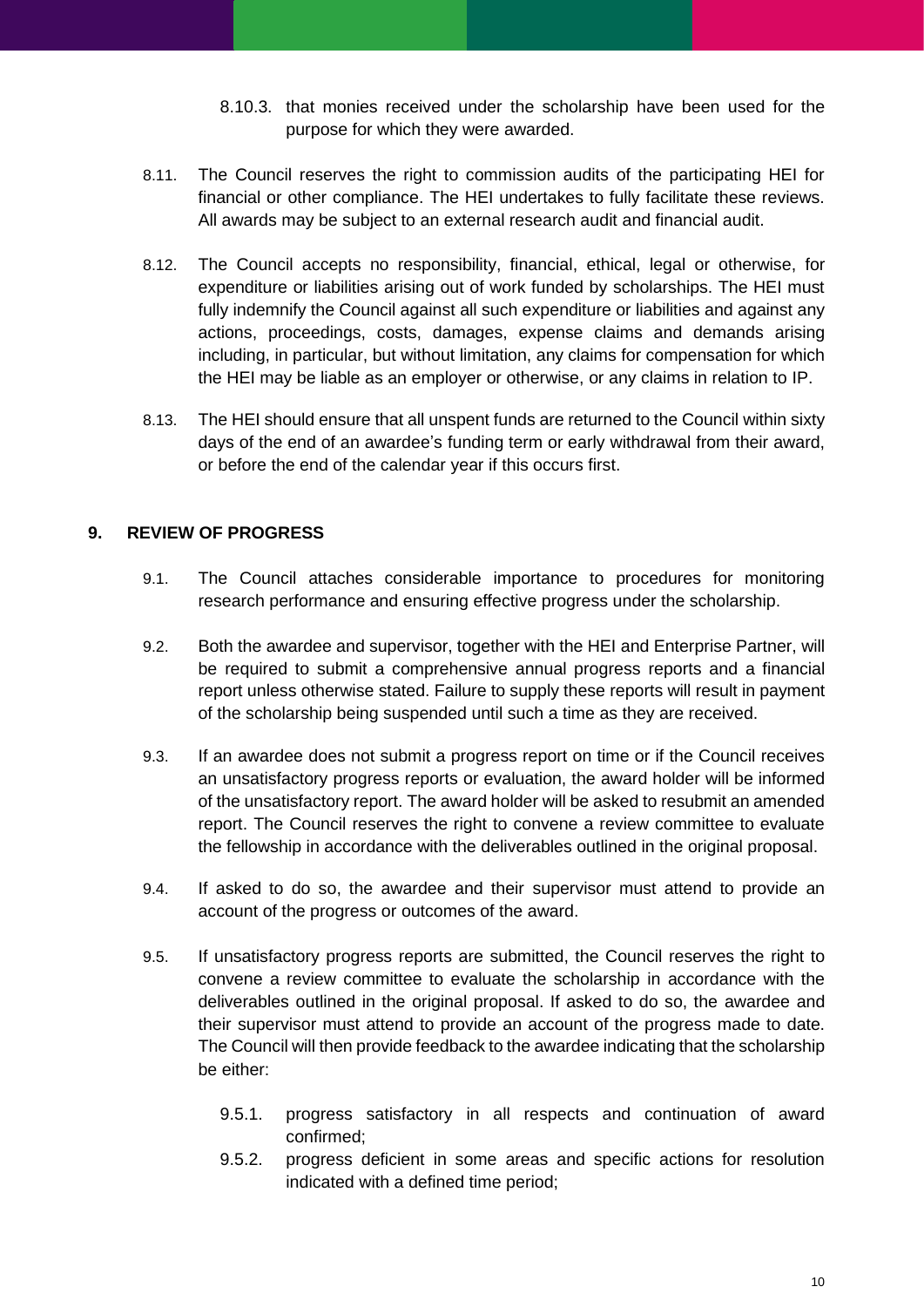8.10.3. that monies received under the scholarship have been used for the purpose for which they were awarded.

8.11. The Council reserves the right to commission audits of the participating HEI for financial or other compliance. The HEI undertakes to fully facilitate these reviews. All awards may be subject to an external research audit and financial audit.

8.12. The Council accepts no responsibility, financial, ethical, legal or otherwise, for expenditure or liabilities arising out of work funded by scholarships. The HEI must fully indemnify the Council against all such expenditure or liabilities and against any actions, proceedings, costs, damages, expense claims and demands arising including, in particular, but without limitation, any claims for compensation for which the HEI may be liable as an employer or otherwise, or any claims in relation to IP.

8.13. The HEI should ensure that all unspent funds are returned to the Council within sixty days of the end of an awardee's funding term or early withdrawal from their award, or before the end of the calendar year if this occurs first.

## 9. REVIEW OF PROGRESS

9.1. The Council attaches considerable importance to procedures for monitoring research performance and ensuring effective progress under the scholarship.

9.2. Both the awardee and supervisor, together with the HEI and Enterprise Partner, will be required to submit a comprehensive annual progress reports and a financial report unless otherwise stated. Failure to supply these reports will result in payment of the scholarship being suspended until such a time as they are received.

9.3. If an awardee does not submit a progress report on time or if the Council receives an unsatisfactory progress reports or evaluation, the award holder will be informed of the unsatisfactory report. The award holder will be asked to resubmit an amended report. The Council reserves the right to convene a review committee to evaluate the fellowship in accordance with the deliverables outlined in the original proposal.

9.4. If asked to do so, the awardee and their supervisor must attend to provide an account of the progress or outcomes of the award.

9.5. If unsatisfactory progress reports are submitted, the Council reserves the right to convene a review committee to evaluate the scholarship in accordance with the deliverables outlined in the original proposal. If asked to do so, the awardee and their supervisor must attend to provide an account of the progress made to date. The Council will then provide feedback to the awardee indicating that the scholarship be either:

9.5.1. progress satisfactory in all respects and continuation of award confirmed;

9.5.2. progress deficient in some areas and specific actions for resolution indicated with a defined time period;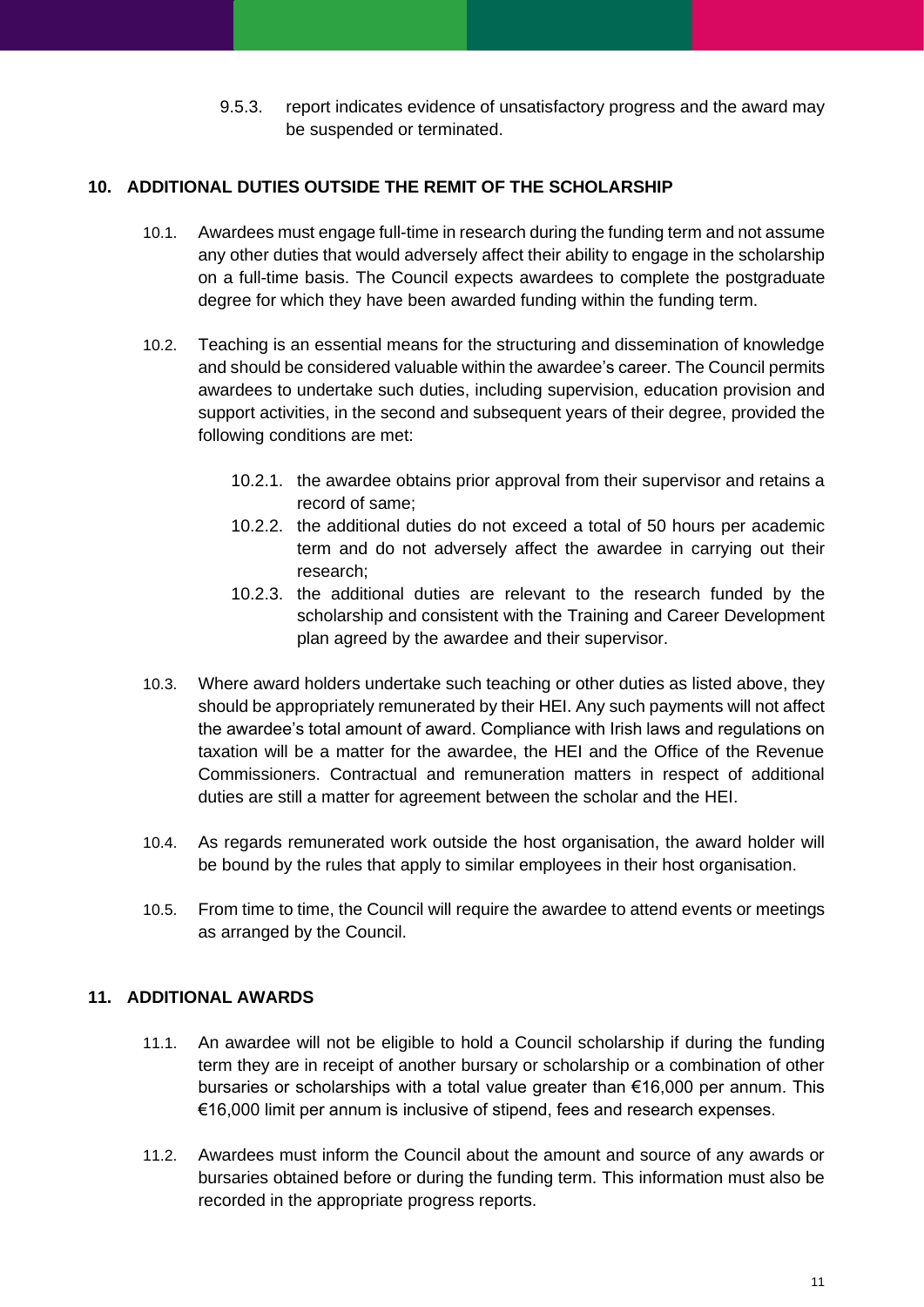9.5.3. report indicates evidence of unsatisfactory progress and the award may be suspended or terminated.

## 10. ADDITIONAL DUTIES OUTSIDE THE REMIT OF THE SCHOLARSHIP

10.1. Awardees must engage full-time in research during the funding term and not assume any other duties that would adversely affect their ability to engage in the scholarship on a full-time basis. The Council expects awardees to complete the postgraduate degree for which they have been awarded funding within the funding term.

10.2. Teaching is an essential means for the structuring and dissemination of knowledge and should be considered valuable within the awardee's career. The Council permits awardees to undertake such duties, including supervision, education provision and support activities, in the second and subsequent years of their degree, provided the following conditions are met:

- 10.2.1. the awardee obtains prior approval from their supervisor and retains a record of same;
- 10.2.2. the additional duties do not exceed a total of 50 hours per academic term and do not adversely affect the awardee in carrying out their research;
- 10.2.3. the additional duties are relevant to the research funded by the scholarship and consistent with the Training and Career Development plan agreed by the awardee and their supervisor.

10.3. Where award holders undertake such teaching or other duties as listed above, they should be appropriately remunerated by their HEI. Any such payments will not affect the awardee's total amount of award. Compliance with Irish laws and regulations on taxation will be a matter for the awardee, the HEI and the Office of the Revenue Commissioners. Contractual and remuneration matters in respect of additional duties are still a matter for agreement between the scholar and the HEI.

10.4. As regards remunerated work outside the host organisation, the award holder will be bound by the rules that apply to similar employees in their host organisation.

10.5. From time to time, the Council will require the awardee to attend events or meetings as arranged by the Council.

## 11. ADDITIONAL AWARDS

11.1. An awardee will not be eligible to hold a Council scholarship if during the funding term they are in receipt of another bursary or scholarship or a combination of other bursaries or scholarships with a total value greater than €16,000 per annum. This €16,000 limit per annum is inclusive of stipend, fees and research expenses.

11.2. Awardees must inform the Council about the amount and source of any awards or bursaries obtained before or during the funding term. This information must also be recorded in the appropriate progress reports.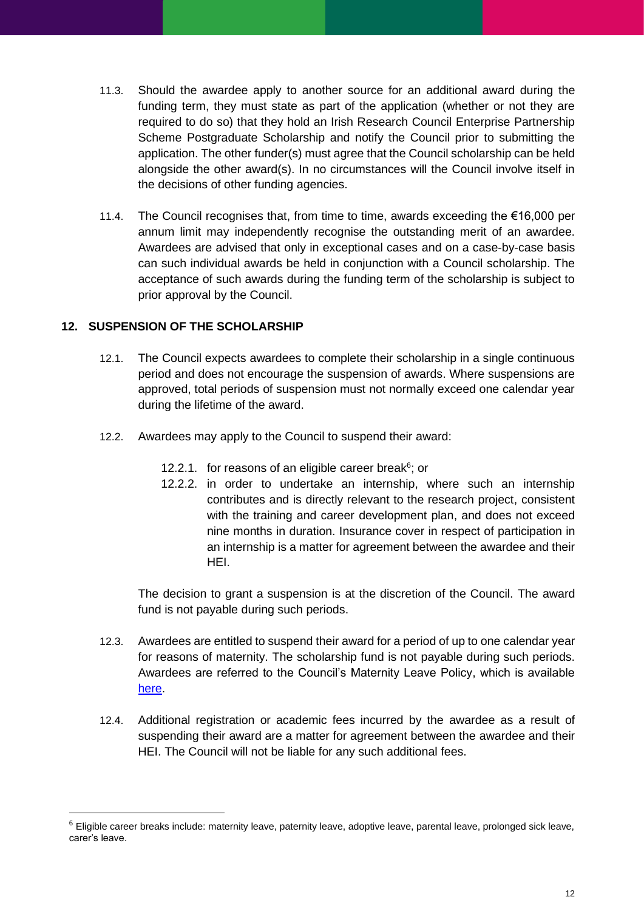11.3. Should the awardee apply to another source for an additional award during the funding term, they must state as part of the application (whether or not they are required to do so) that they hold an Irish Research Council Enterprise Partnership Scheme Postgraduate Scholarship and notify the Council prior to submitting the application. The other funder(s) must agree that the Council scholarship can be held alongside the other award(s). In no circumstances will the Council involve itself in the decisions of other funding agencies.

11.4. The Council recognises that, from time to time, awards exceeding the €16,000 per annum limit may independently recognise the outstanding merit of an awardee. Awardees are advised that only in exceptional cases and on a case-by-case basis can such individual awards be held in conjunction with a Council scholarship. The acceptance of such awards during the funding term of the scholarship is subject to prior approval by the Council.

## 12. SUSPENSION OF THE SCHOLARSHIP

12.1. The Council expects awardees to complete their scholarship in a single continuous period and does not encourage the suspension of awards. Where suspensions are approved, total periods of suspension must not normally exceed one calendar year during the lifetime of the award.

12.2. Awardees may apply to the Council to suspend their award:

12.2.1. for reasons of an eligible career break[6]; or

12.2.2. in order to undertake an internship, where such an internship contributes and is directly relevant to the research project, consistent with the training and career development plan, and does not exceed nine months in duration. Insurance cover in respect of participation in an internship is a matter for agreement between the awardee and their HEI.

The decision to grant a suspension is at the discretion of the Council. The award fund is not payable during such periods.

12.3. Awardees are entitled to suspend their award for a period of up to one calendar year for reasons of maternity. The scholarship fund is not payable during such periods. Awardees are referred to the Council's Maternity Leave Policy, which is available here.

12.4. Additional registration or academic fees incurred by the awardee as a result of suspending their award are a matter for agreement between the awardee and their HEI. The Council will not be liable for any such additional fees.

[6] Eligible career breaks include: maternity leave, paternity leave, adoptive leave, parental leave, prolonged sick leave, carer's leave.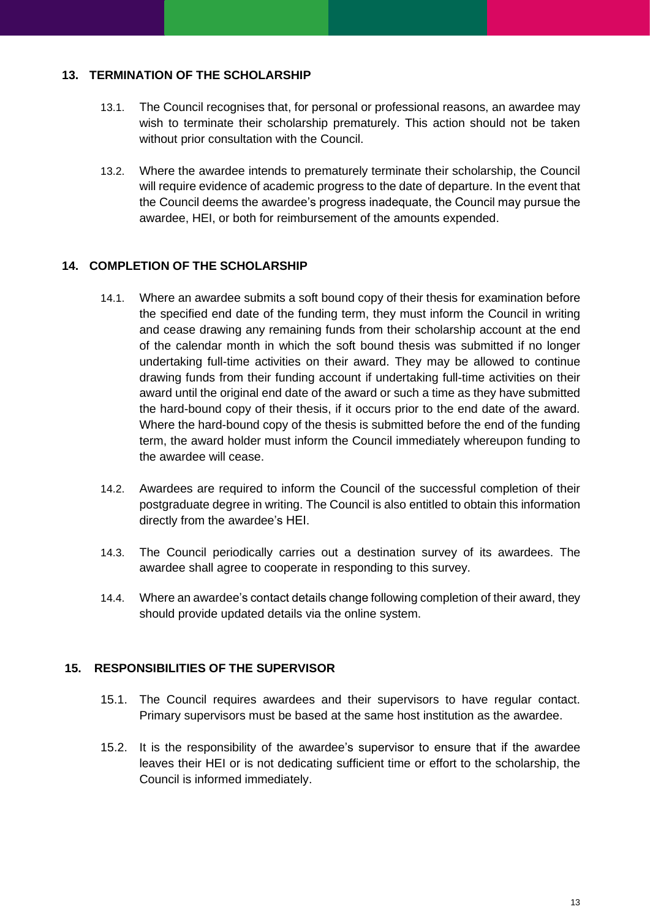## 13. TERMINATION OF THE SCHOLARSHIP

13.1. The Council recognises that, for personal or professional reasons, an awardee may wish to terminate their scholarship prematurely. This action should not be taken without prior consultation with the Council.

13.2. Where the awardee intends to prematurely terminate their scholarship, the Council will require evidence of academic progress to the date of departure. In the event that the Council deems the awardee's progress inadequate, the Council may pursue the awardee, HEI, or both for reimbursement of the amounts expended.

## 14. COMPLETION OF THE SCHOLARSHIP

14.1. Where an awardee submits a soft bound copy of their thesis for examination before the specified end date of the funding term, they must inform the Council in writing and cease drawing any remaining funds from their scholarship account at the end of the calendar month in which the soft bound thesis was submitted if no longer undertaking full-time activities on their award. They may be allowed to continue drawing funds from their funding account if undertaking full-time activities on their award until the original end date of the award or such a time as they have submitted the hard-bound copy of their thesis, if it occurs prior to the end date of the award. Where the hard-bound copy of the thesis is submitted before the end of the funding term, the award holder must inform the Council immediately whereupon funding to the awardee will cease.

14.2. Awardees are required to inform the Council of the successful completion of their postgraduate degree in writing. The Council is also entitled to obtain this information directly from the awardee's HEI.

14.3. The Council periodically carries out a destination survey of its awardees. The awardee shall agree to cooperate in responding to this survey.

14.4. Where an awardee's contact details change following completion of their award, they should provide updated details via the online system.

## 15. RESPONSIBILITIES OF THE SUPERVISOR

15.1. The Council requires awardees and their supervisors to have regular contact. Primary supervisors must be based at the same host institution as the awardee.

15.2. It is the responsibility of the awardee's supervisor to ensure that if the awardee leaves their HEI or is not dedicating sufficient time or effort to the scholarship, the Council is informed immediately.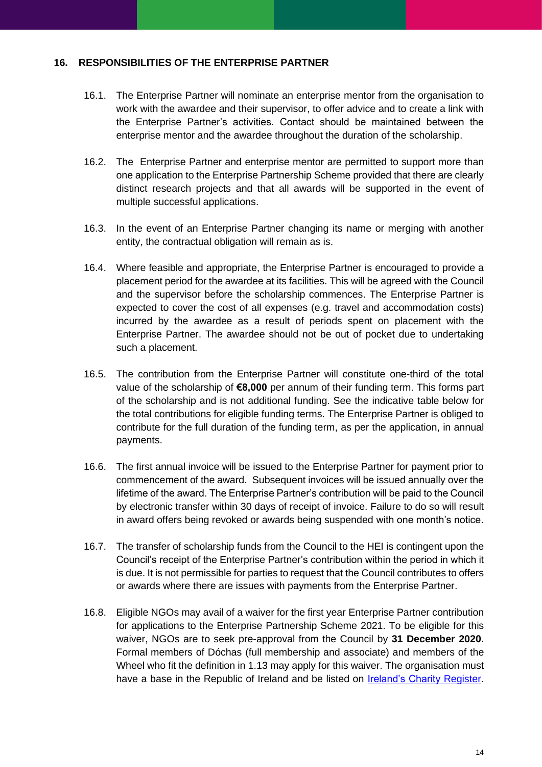## 16. RESPONSIBILITIES OF THE ENTERPRISE PARTNER

16.1. The Enterprise Partner will nominate an enterprise mentor from the organisation to work with the awardee and their supervisor, to offer advice and to create a link with the Enterprise Partner's activities. Contact should be maintained between the enterprise mentor and the awardee throughout the duration of the scholarship.

16.2. The Enterprise Partner and enterprise mentor are permitted to support more than one application to the Enterprise Partnership Scheme provided that there are clearly distinct research projects and that all awards will be supported in the event of multiple successful applications.

16.3. In the event of an Enterprise Partner changing its name or merging with another entity, the contractual obligation will remain as is.

16.4. Where feasible and appropriate, the Enterprise Partner is encouraged to provide a placement period for the awardee at its facilities. This will be agreed with the Council and the supervisor before the scholarship commences. The Enterprise Partner is expected to cover the cost of all expenses (e.g. travel and accommodation costs) incurred by the awardee as a result of periods spent on placement with the Enterprise Partner. The awardee should not be out of pocket due to undertaking such a placement.

16.5. The contribution from the Enterprise Partner will constitute one-third of the total value of the scholarship of **€8,000** per annum of their funding term. This forms part of the scholarship and is not additional funding. See the indicative table below for the total contributions for eligible funding terms. The Enterprise Partner is obliged to contribute for the full duration of the funding term, as per the application, in annual payments.

16.6. The first annual invoice will be issued to the Enterprise Partner for payment prior to commencement of the award. Subsequent invoices will be issued annually over the lifetime of the award. The Enterprise Partner's contribution will be paid to the Council by electronic transfer within 30 days of receipt of invoice. Failure to do so will result in award offers being revoked or awards being suspended with one month's notice.

16.7. The transfer of scholarship funds from the Council to the HEI is contingent upon the Council's receipt of the Enterprise Partner's contribution within the period in which it is due. It is not permissible for parties to request that the Council contributes to offers or awards where there are issues with payments from the Enterprise Partner.

16.8. Eligible NGOs may avail of a waiver for the first year Enterprise Partner contribution for applications to the Enterprise Partnership Scheme 2021. To be eligible for this waiver, NGOs are to seek pre-approval from the Council by **31 December 2020.** Formal members of Dóchas (full membership and associate) and members of the Wheel who fit the definition in 1.13 may apply for this waiver. The organisation must have a base in the Republic of Ireland and be listed on [Ireland's Charity Register](#).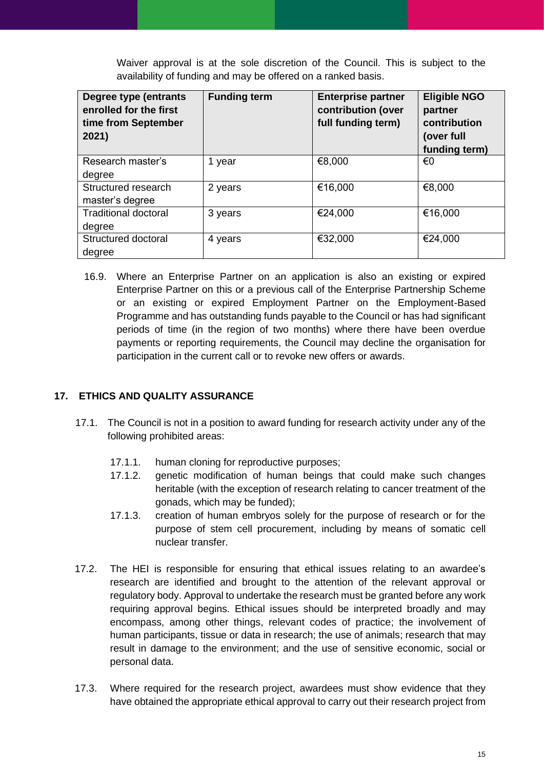Waiver approval is at the sole discretion of the Council. This is subject to the availability of funding and may be offered on a ranked basis.

| Degree type (entrants enrolled for the first time from September 2021) | Funding term | Enterprise partner contribution (over full funding term) | Eligible NGO partner contribution (over full funding term) |
|---|---|---|---|
| Research master's degree | 1 year | €8,000 | €0 |
| Structured research master's degree | 2 years | €16,000 | €8,000 |
| Traditional doctoral degree | 3 years | €24,000 | €16,000 |
| Structured doctoral degree | 4 years | €32,000 | €24,000 |

16.9. Where an Enterprise Partner on an application is also an existing or expired Enterprise Partner on this or a previous call of the Enterprise Partnership Scheme or an existing or expired Employment Partner on the Employment-Based Programme and has outstanding funds payable to the Council or has had significant periods of time (in the region of two months) where there have been overdue payments or reporting requirements, the Council may decline the organisation for participation in the current call or to revoke new offers or awards.

## 17. ETHICS AND QUALITY ASSURANCE

17.1. The Council is not in a position to award funding for research activity under any of the following prohibited areas:

- 17.1.1. human cloning for reproductive purposes;
- 17.1.2. genetic modification of human beings that could make such changes heritable (with the exception of research relating to cancer treatment of the gonads, which may be funded);
- 17.1.3. creation of human embryos solely for the purpose of research or for the purpose of stem cell procurement, including by means of somatic cell nuclear transfer.

17.2. The HEI is responsible for ensuring that ethical issues relating to an awardee's research are identified and brought to the attention of the relevant approval or regulatory body. Approval to undertake the research must be granted before any work requiring approval begins. Ethical issues should be interpreted broadly and may encompass, among other things, relevant codes of practice; the involvement of human participants, tissue or data in research; the use of animals; research that may result in damage to the environment; and the use of sensitive economic, social or personal data.

17.3. Where required for the research project, awardees must show evidence that they have obtained the appropriate ethical approval to carry out their research project from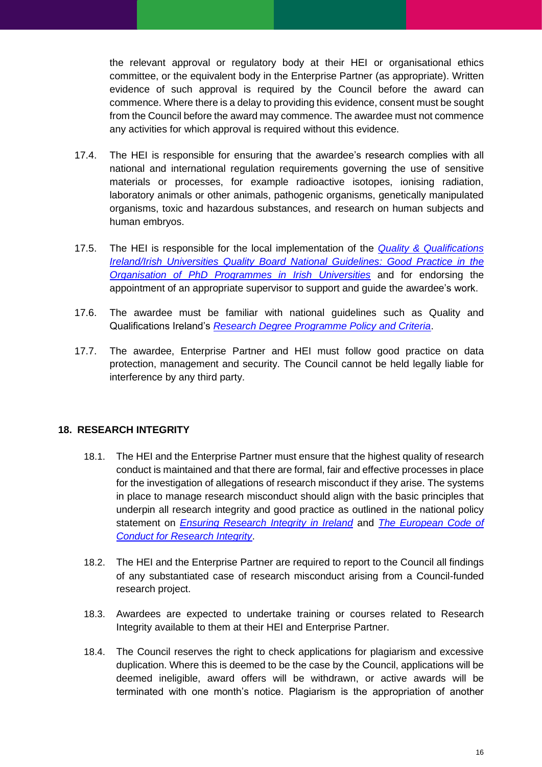the relevant approval or regulatory body at their HEI or organisational ethics committee, or the equivalent body in the Enterprise Partner (as appropriate). Written evidence of such approval is required by the Council before the award can commence. Where there is a delay to providing this evidence, consent must be sought from the Council before the award may commence. The awardee must not commence any activities for which approval is required without this evidence.

17.4. The HEI is responsible for ensuring that the awardee's research complies with all national and international regulation requirements governing the use of sensitive materials or processes, for example radioactive isotopes, ionising radiation, laboratory animals or other animals, pathogenic organisms, genetically manipulated organisms, toxic and hazardous substances, and research on human subjects and human embryos.

17.5. The HEI is responsible for the local implementation of the *Quality & Qualifications Ireland/Irish Universities Quality Board National Guidelines: Good Practice in the Organisation of PhD Programmes in Irish Universities* and for endorsing the appointment of an appropriate supervisor to support and guide the awardee's work.

17.6. The awardee must be familiar with national guidelines such as Quality and Qualifications Ireland's *Research Degree Programme Policy and Criteria*.

17.7. The awardee, Enterprise Partner and HEI must follow good practice on data protection, management and security. The Council cannot be held legally liable for interference by any third party.

## 18. RESEARCH INTEGRITY

18.1. The HEI and the Enterprise Partner must ensure that the highest quality of research conduct is maintained and that there are formal, fair and effective processes in place for the investigation of allegations of research misconduct if they arise. The systems in place to manage research misconduct should align with the basic principles that underpin all research integrity and good practice as outlined in the national policy statement on *Ensuring Research Integrity in Ireland* and *The European Code of Conduct for Research Integrity*.

18.2. The HEI and the Enterprise Partner are required to report to the Council all findings of any substantiated case of research misconduct arising from a Council-funded research project.

18.3. Awardees are expected to undertake training or courses related to Research Integrity available to them at their HEI and Enterprise Partner.

18.4. The Council reserves the right to check applications for plagiarism and excessive duplication. Where this is deemed to be the case by the Council, applications will be deemed ineligible, award offers will be withdrawn, or active awards will be terminated with one month's notice. Plagiarism is the appropriation of another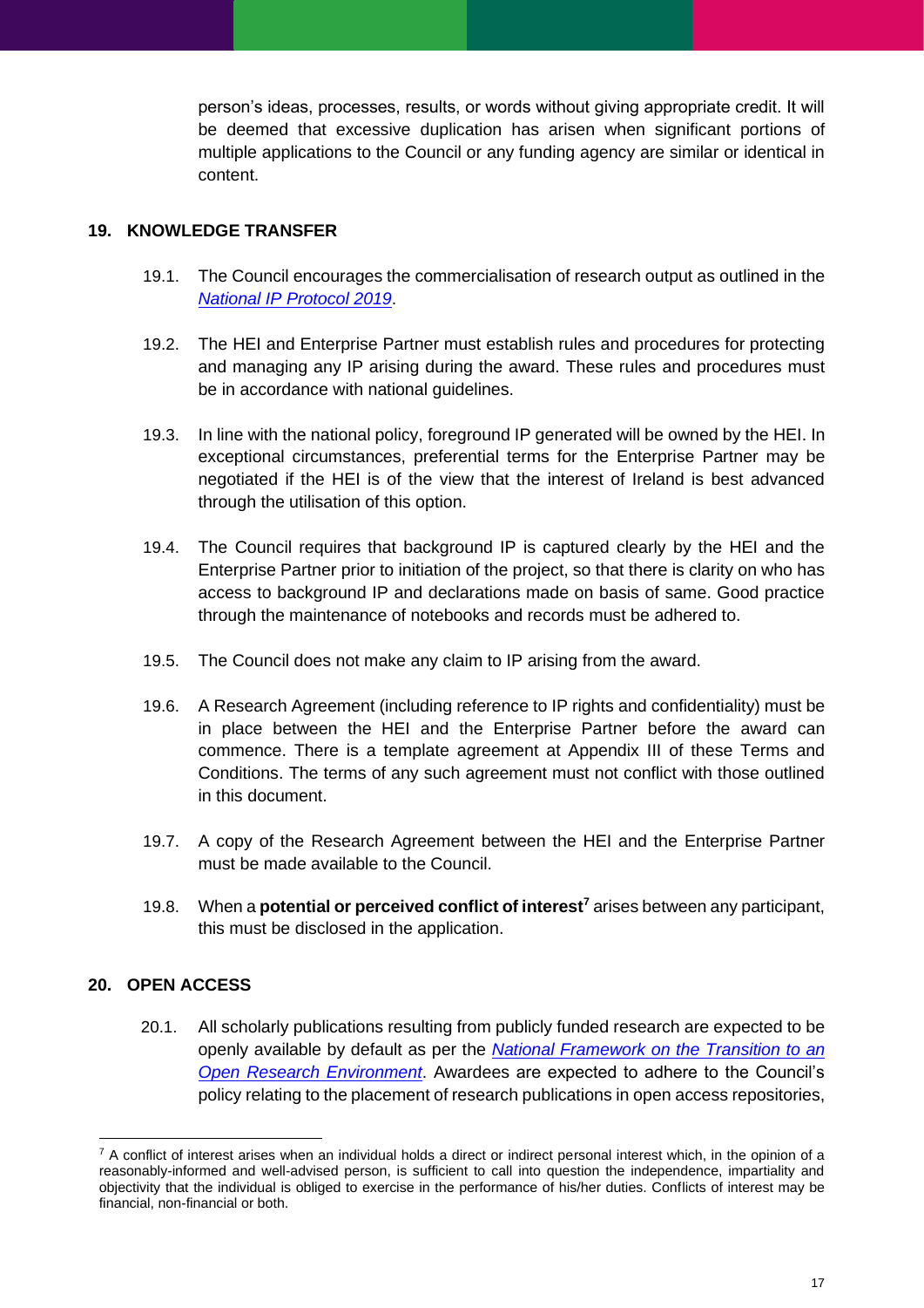person's ideas, processes, results, or words without giving appropriate credit. It will be deemed that excessive duplication has arisen when significant portions of multiple applications to the Council or any funding agency are similar or identical in content.

## 19. KNOWLEDGE TRANSFER

19.1. The Council encourages the commercialisation of research output as outlined in the *National IP Protocol 2019*.

19.2. The HEI and Enterprise Partner must establish rules and procedures for protecting and managing any IP arising during the award. These rules and procedures must be in accordance with national guidelines.

19.3. In line with the national policy, foreground IP generated will be owned by the HEI. In exceptional circumstances, preferential terms for the Enterprise Partner may be negotiated if the HEI is of the view that the interest of Ireland is best advanced through the utilisation of this option.

19.4. The Council requires that background IP is captured clearly by the HEI and the Enterprise Partner prior to initiation of the project, so that there is clarity on who has access to background IP and declarations made on basis of same. Good practice through the maintenance of notebooks and records must be adhered to.

19.5. The Council does not make any claim to IP arising from the award.

19.6. A Research Agreement (including reference to IP rights and confidentiality) must be in place between the HEI and the Enterprise Partner before the award can commence. There is a template agreement at Appendix III of these Terms and Conditions. The terms of any such agreement must not conflict with those outlined in this document.

19.7. A copy of the Research Agreement between the HEI and the Enterprise Partner must be made available to the Council.

19.8. When a **potential or perceived conflict of interest**[7] arises between any participant, this must be disclosed in the application.

## 20. OPEN ACCESS

20.1. All scholarly publications resulting from publicly funded research are expected to be openly available by default as per the *National Framework on the Transition to an Open Research Environment*. Awardees are expected to adhere to the Council's policy relating to the placement of research publications in open access repositories,

---

[7] A conflict of interest arises when an individual holds a direct or indirect personal interest which, in the opinion of a reasonably-informed and well-advised person, is sufficient to call into question the independence, impartiality and objectivity that the individual is obliged to exercise in the performance of his/her duties. Conflicts of interest may be financial, non-financial or both.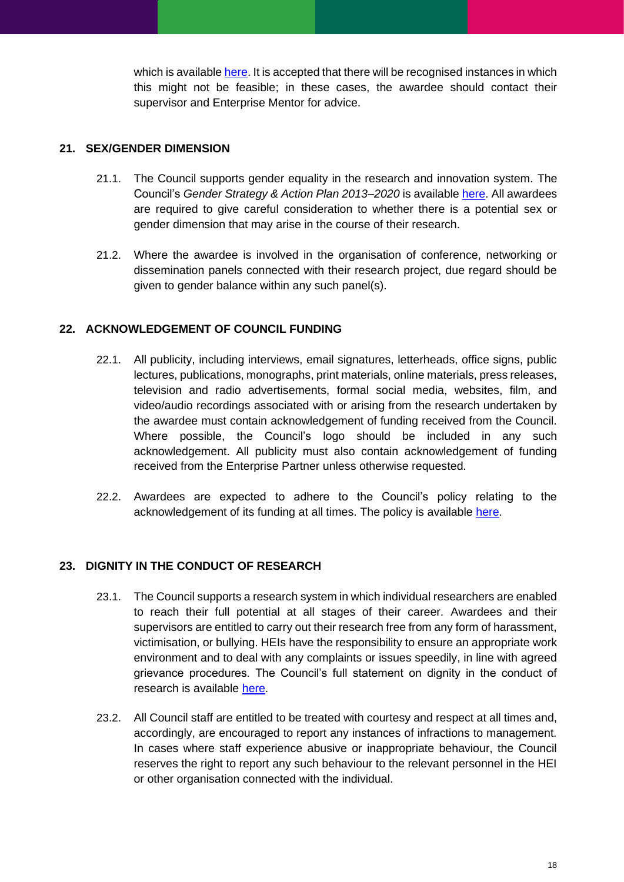which is available [here](). It is accepted that there will be recognised instances in which this might not be feasible; in these cases, the awardee should contact their supervisor and Enterprise Mentor for advice.

## 21. SEX/GENDER DIMENSION

21.1. The Council supports gender equality in the research and innovation system. The Council's *Gender Strategy & Action Plan 2013–2020* is available [here](). All awardees are required to give careful consideration to whether there is a potential sex or gender dimension that may arise in the course of their research.

21.2. Where the awardee is involved in the organisation of conference, networking or dissemination panels connected with their research project, due regard should be given to gender balance within any such panel(s).

## 22. ACKNOWLEDGEMENT OF COUNCIL FUNDING

22.1. All publicity, including interviews, email signatures, letterheads, office signs, public lectures, publications, monographs, print materials, online materials, press releases, television and radio advertisements, formal social media, websites, film, and video/audio recordings associated with or arising from the research undertaken by the awardee must contain acknowledgement of funding received from the Council. Where possible, the Council's logo should be included in any such acknowledgement. All publicity must also contain acknowledgement of funding received from the Enterprise Partner unless otherwise requested.

22.2. Awardees are expected to adhere to the Council's policy relating to the acknowledgement of its funding at all times. The policy is available [here]().

## 23. DIGNITY IN THE CONDUCT OF RESEARCH

23.1. The Council supports a research system in which individual researchers are enabled to reach their full potential at all stages of their career. Awardees and their supervisors are entitled to carry out their research free from any form of harassment, victimisation, or bullying. HEIs have the responsibility to ensure an appropriate work environment and to deal with any complaints or issues speedily, in line with agreed grievance procedures. The Council's full statement on dignity in the conduct of research is available [here]().

23.2. All Council staff are entitled to be treated with courtesy and respect at all times and, accordingly, are encouraged to report any instances of infractions to management. In cases where staff experience abusive or inappropriate behaviour, the Council reserves the right to report any such behaviour to the relevant personnel in the HEI or other organisation connected with the individual.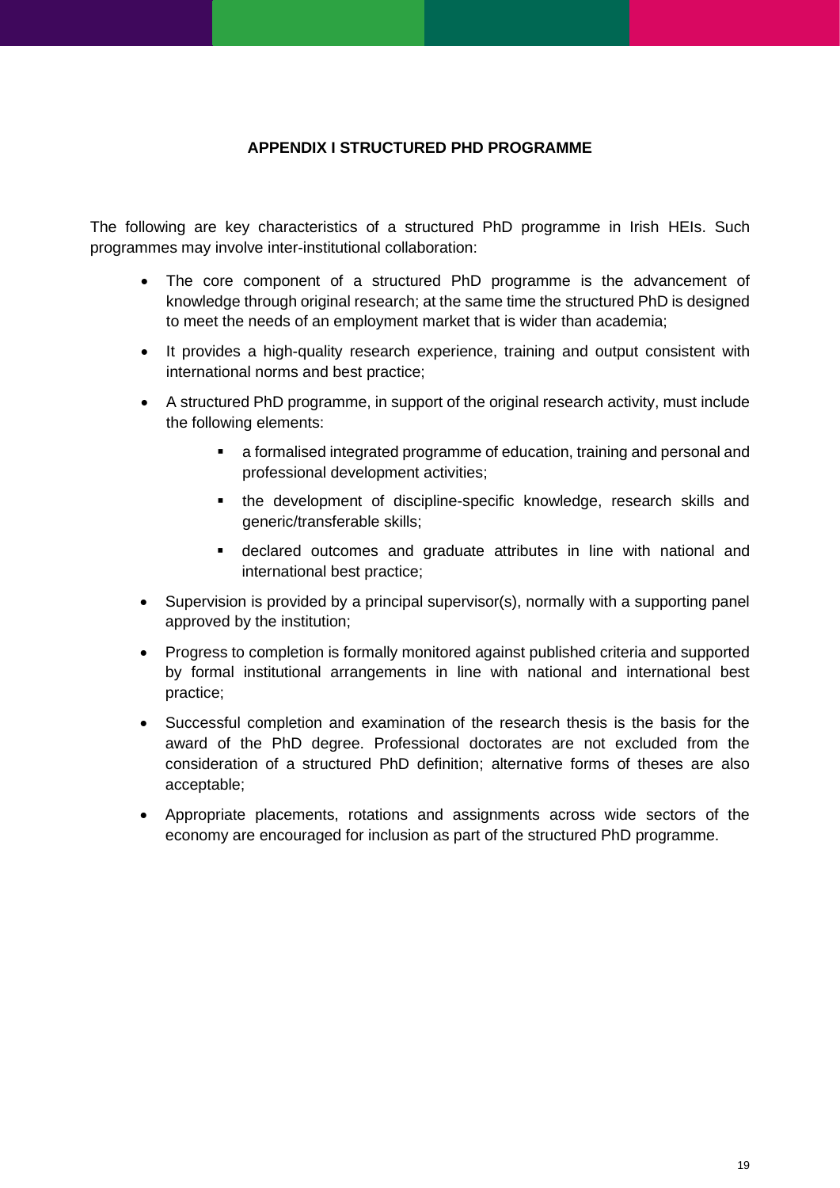## APPENDIX I STRUCTURED PHD PROGRAMME

The following are key characteristics of a structured PhD programme in Irish HEIs. Such programmes may involve inter-institutional collaboration:

- The core component of a structured PhD programme is the advancement of knowledge through original research; at the same time the structured PhD is designed to meet the needs of an employment market that is wider than academia;
- It provides a high-quality research experience, training and output consistent with international norms and best practice;
- A structured PhD programme, in support of the original research activity, must include the following elements:
  - a formalised integrated programme of education, training and personal and professional development activities;
  - the development of discipline-specific knowledge, research skills and generic/transferable skills;
  - declared outcomes and graduate attributes in line with national and international best practice;
- Supervision is provided by a principal supervisor(s), normally with a supporting panel approved by the institution;
- Progress to completion is formally monitored against published criteria and supported by formal institutional arrangements in line with national and international best practice;
- Successful completion and examination of the research thesis is the basis for the award of the PhD degree. Professional doctorates are not excluded from the consideration of a structured PhD definition; alternative forms of theses are also acceptable;
- Appropriate placements, rotations and assignments across wide sectors of the economy are encouraged for inclusion as part of the structured PhD programme.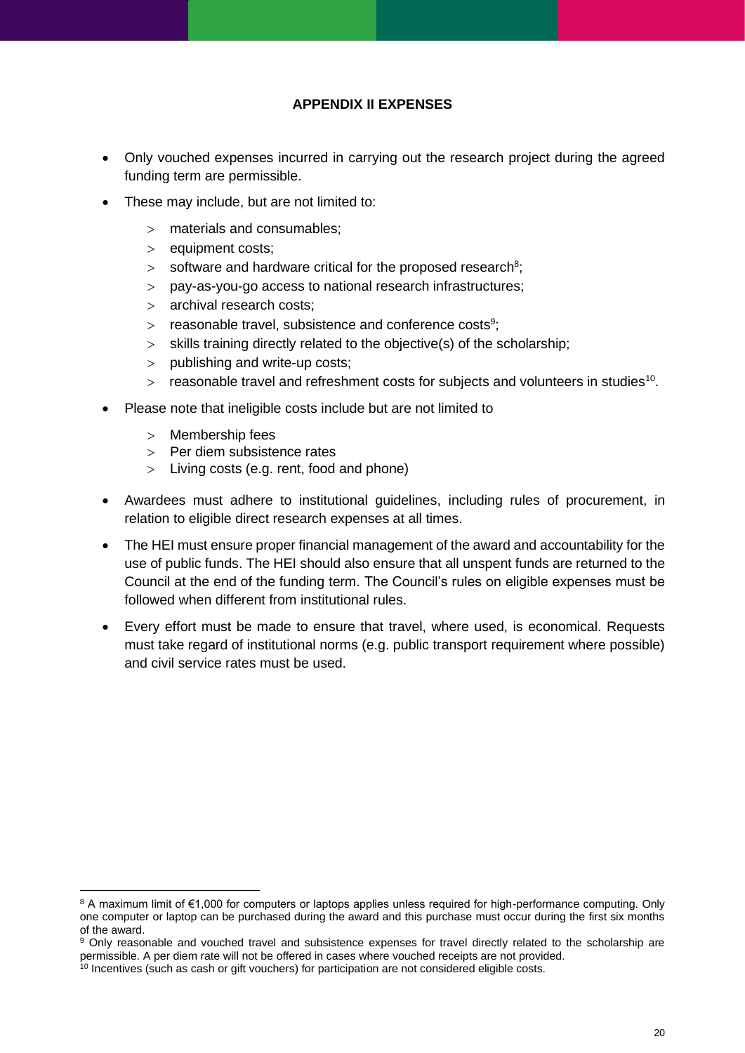## APPENDIX II EXPENSES

- Only vouched expenses incurred in carrying out the research project during the agreed funding term are permissible.
- These may include, but are not limited to:
  - materials and consumables;
  - equipment costs;
  - software and hardware critical for the proposed research[8];
  - pay-as-you-go access to national research infrastructures;
  - archival research costs;
  - reasonable travel, subsistence and conference costs[9];
  - skills training directly related to the objective(s) of the scholarship;
  - publishing and write-up costs;
  - reasonable travel and refreshment costs for subjects and volunteers in studies[10].
- Please note that ineligible costs include but are not limited to
  - Membership fees
  - Per diem subsistence rates
  - Living costs (e.g. rent, food and phone)
- Awardees must adhere to institutional guidelines, including rules of procurement, in relation to eligible direct research expenses at all times.
- The HEI must ensure proper financial management of the award and accountability for the use of public funds. The HEI should also ensure that all unspent funds are returned to the Council at the end of the funding term. The Council's rules on eligible expenses must be followed when different from institutional rules.
- Every effort must be made to ensure that travel, where used, is economical. Requests must take regard of institutional norms (e.g. public transport requirement where possible) and civil service rates must be used.

---

[8] A maximum limit of €1,000 for computers or laptops applies unless required for high-performance computing. Only one computer or laptop can be purchased during the award and this purchase must occur during the first six months of the award.

[9] Only reasonable and vouched travel and subsistence expenses for travel directly related to the scholarship are permissible. A per diem rate will not be offered in cases where vouched receipts are not provided.

[10] Incentives (such as cash or gift vouchers) for participation are not considered eligible costs.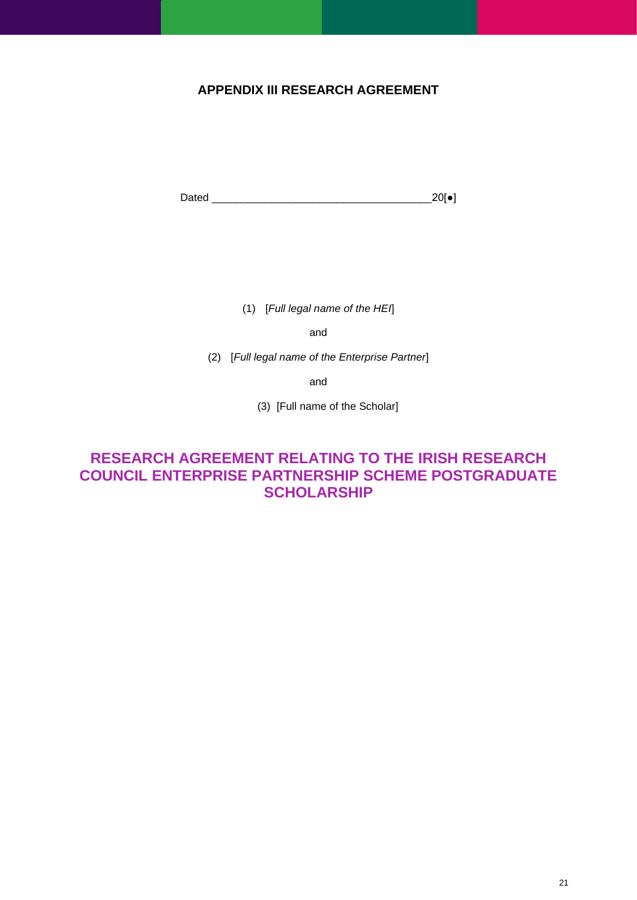# APPENDIX III RESEARCH AGREEMENT

Dated ____________________________________20[●]

(1) [*Full legal name of the HEI*]

and

(2) [*Full legal name of the Enterprise Partner*]

and

(3) [Full name of the Scholar]

## RESEARCH AGREEMENT RELATING TO THE IRISH RESEARCH COUNCIL ENTERPRISE PARTNERSHIP SCHEME POSTGRADUATE SCHOLARSHIP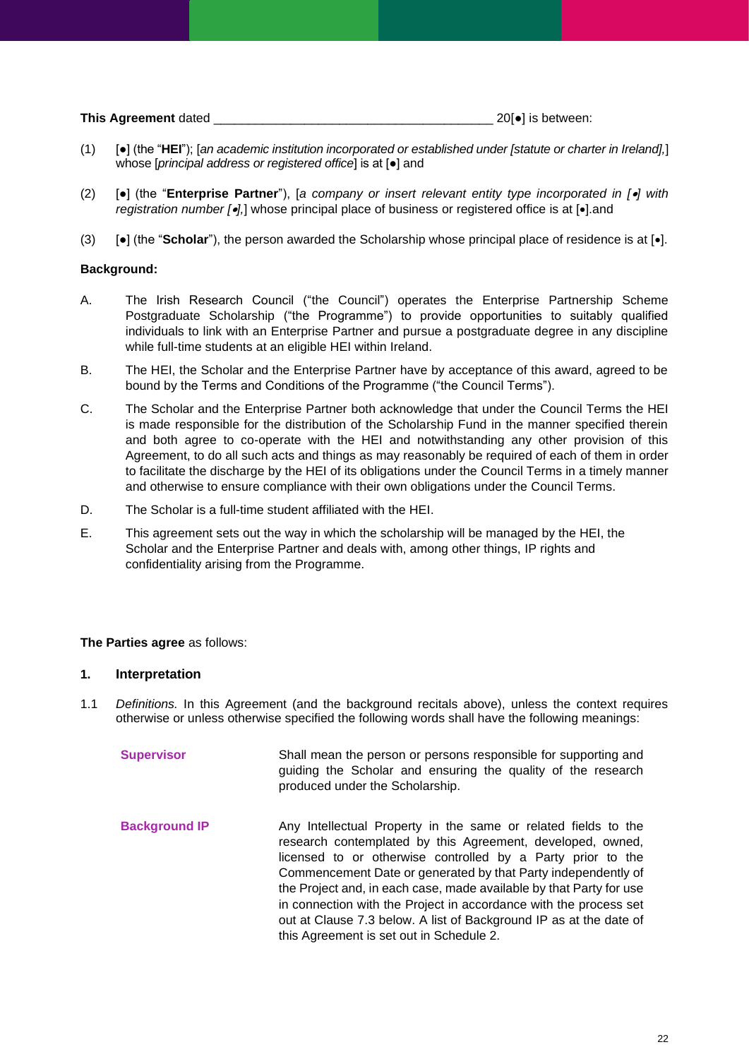**This Agreement** dated ________________________________________ 20[●] is between:

(1) [●] (the "**HEI**"); [*an academic institution incorporated or established under [statute or charter in Ireland],*] whose [*principal address or registered office*] is at [●] and

(2) [●] (the "**Enterprise Partner**"), [*a company or insert relevant entity type incorporated in [•] with registration number [•],*] whose principal place of business or registered office is at [●].and

(3) [●] (the "**Scholar**"), the person awarded the Scholarship whose principal place of residence is at [•].

**Background:**

A. The Irish Research Council ("the Council") operates the Enterprise Partnership Scheme Postgraduate Scholarship ("the Programme") to provide opportunities to suitably qualified individuals to link with an Enterprise Partner and pursue a postgraduate degree in any discipline while full-time students at an eligible HEI within Ireland.

B. The HEI, the Scholar and the Enterprise Partner have by acceptance of this award, agreed to be bound by the Terms and Conditions of the Programme ("the Council Terms").

C. The Scholar and the Enterprise Partner both acknowledge that under the Council Terms the HEI is made responsible for the distribution of the Scholarship Fund in the manner specified therein and both agree to co-operate with the HEI and notwithstanding any other provision of this Agreement, to do all such acts and things as may reasonably be required of each of them in order to facilitate the discharge by the HEI of its obligations under the Council Terms in a timely manner and otherwise to ensure compliance with their own obligations under the Council Terms.

D. The Scholar is a full-time student affiliated with the HEI.

E. This agreement sets out the way in which the scholarship will be managed by the HEI, the Scholar and the Enterprise Partner and deals with, among other things, IP rights and confidentiality arising from the Programme.

**The Parties agree** as follows:

## 1. Interpretation

1.1 *Definitions.* In this Agreement (and the background recitals above), unless the context requires otherwise or unless otherwise specified the following words shall have the following meanings:

**Supervisor** Shall mean the person or persons responsible for supporting and guiding the Scholar and ensuring the quality of the research produced under the Scholarship.

**Background IP** Any Intellectual Property in the same or related fields to the research contemplated by this Agreement, developed, owned, licensed to or otherwise controlled by a Party prior to the Commencement Date or generated by that Party independently of the Project and, in each case, made available by that Party for use in connection with the Project in accordance with the process set out at Clause 7.3 below. A list of Background IP as at the date of this Agreement is set out in Schedule 2.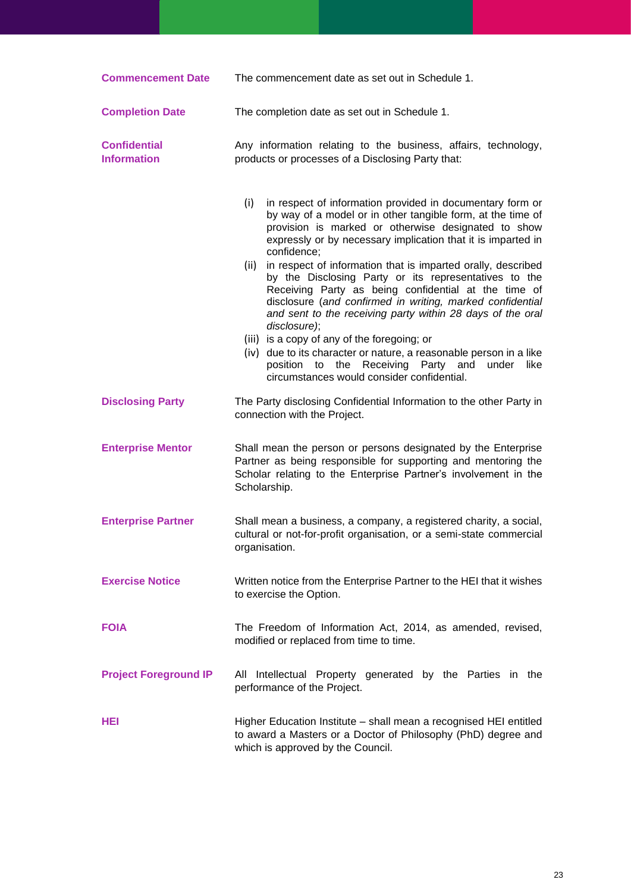**Commencement Date** The commencement date as set out in Schedule 1.

**Completion Date** The completion date as set out in Schedule 1.

**Confidential Information** Any information relating to the business, affairs, technology, products or processes of a Disclosing Party that:

(i) in respect of information provided in documentary form or by way of a model or in other tangible form, at the time of provision is marked or otherwise designated to show expressly or by necessary implication that it is imparted in confidence;

(ii) in respect of information that is imparted orally, described by the Disclosing Party or its representatives to the Receiving Party as being confidential at the time of disclosure (*and confirmed in writing, marked confidential and sent to the receiving party within 28 days of the oral disclosure)*;

(iii) is a copy of any of the foregoing; or

(iv) due to its character or nature, a reasonable person in a like position to the Receiving Party and under like circumstances would consider confidential.

**Disclosing Party** The Party disclosing Confidential Information to the other Party in connection with the Project.

**Enterprise Mentor** Shall mean the person or persons designated by the Enterprise Partner as being responsible for supporting and mentoring the Scholar relating to the Enterprise Partner's involvement in the Scholarship.

**Enterprise Partner** Shall mean a business, a company, a registered charity, a social, cultural or not-for-profit organisation, or a semi-state commercial organisation.

**Exercise Notice** Written notice from the Enterprise Partner to the HEI that it wishes to exercise the Option.

**FOIA** The Freedom of Information Act, 2014, as amended, revised, modified or replaced from time to time.

**Project Foreground IP** All Intellectual Property generated by the Parties in the performance of the Project.

**HEI** Higher Education Institute – shall mean a recognised HEI entitled to award a Masters or a Doctor of Philosophy (PhD) degree and which is approved by the Council.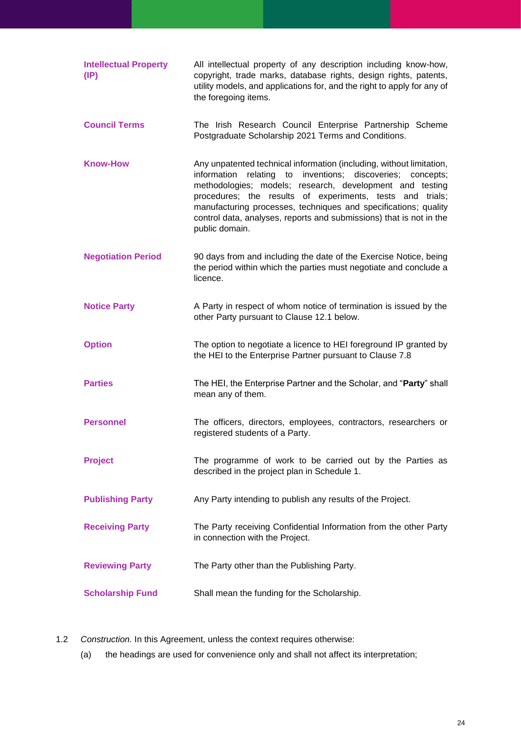**Intellectual Property (IP)** All intellectual property of any description including know-how, copyright, trade marks, database rights, design rights, patents, utility models, and applications for, and the right to apply for any of the foregoing items.

**Council Terms** The Irish Research Council Enterprise Partnership Scheme Postgraduate Scholarship 2021 Terms and Conditions.

**Know-How** Any unpatented technical information (including, without limitation, information relating to inventions; discoveries; concepts; methodologies; models; research, development and testing procedures; the results of experiments, tests and trials; manufacturing processes, techniques and specifications; quality control data, analyses, reports and submissions) that is not in the public domain.

**Negotiation Period** 90 days from and including the date of the Exercise Notice, being the period within which the parties must negotiate and conclude a licence.

**Notice Party** A Party in respect of whom notice of termination is issued by the other Party pursuant to Clause 12.1 below.

**Option** The option to negotiate a licence to HEI foreground IP granted by the HEI to the Enterprise Partner pursuant to Clause 7.8

**Parties** The HEI, the Enterprise Partner and the Scholar, and "**Party**" shall mean any of them.

**Personnel** The officers, directors, employees, contractors, researchers or registered students of a Party.

**Project** The programme of work to be carried out by the Parties as described in the project plan in Schedule 1.

**Publishing Party** Any Party intending to publish any results of the Project.

**Receiving Party** The Party receiving Confidential Information from the other Party in connection with the Project.

**Reviewing Party** The Party other than the Publishing Party.

**Scholarship Fund** Shall mean the funding for the Scholarship.

1.2 *Construction.* In this Agreement, unless the context requires otherwise:

(a) the headings are used for convenience only and shall not affect its interpretation;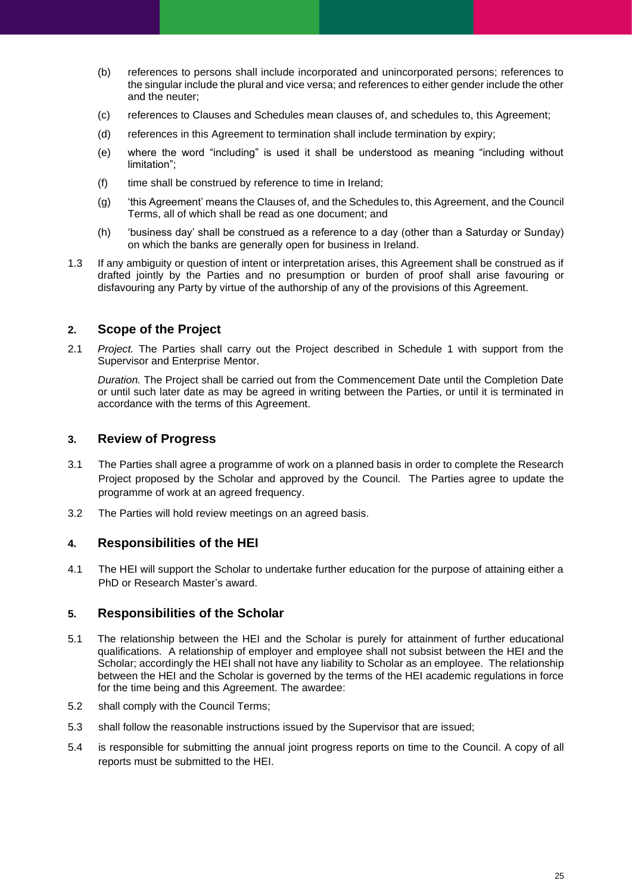(b) references to persons shall include incorporated and unincorporated persons; references to the singular include the plural and vice versa; and references to either gender include the other and the neuter;

(c) references to Clauses and Schedules mean clauses of, and schedules to, this Agreement;

(d) references in this Agreement to termination shall include termination by expiry;

(e) where the word "including" is used it shall be understood as meaning "including without limitation";

(f) time shall be construed by reference to time in Ireland;

(g) 'this Agreement' means the Clauses of, and the Schedules to, this Agreement, and the Council Terms, all of which shall be read as one document; and

(h) 'business day' shall be construed as a reference to a day (other than a Saturday or Sunday) on which the banks are generally open for business in Ireland.

1.3 If any ambiguity or question of intent or interpretation arises, this Agreement shall be construed as if drafted jointly by the Parties and no presumption or burden of proof shall arise favouring or disfavouring any Party by virtue of the authorship of any of the provisions of this Agreement.

## 2. Scope of the Project

2.1 *Project.* The Parties shall carry out the Project described in Schedule 1 with support from the Supervisor and Enterprise Mentor.

*Duration.* The Project shall be carried out from the Commencement Date until the Completion Date or until such later date as may be agreed in writing between the Parties, or until it is terminated in accordance with the terms of this Agreement.

## 3. Review of Progress

3.1 The Parties shall agree a programme of work on a planned basis in order to complete the Research Project proposed by the Scholar and approved by the Council. The Parties agree to update the programme of work at an agreed frequency.

3.2 The Parties will hold review meetings on an agreed basis.

## 4. Responsibilities of the HEI

4.1 The HEI will support the Scholar to undertake further education for the purpose of attaining either a PhD or Research Master's award.

## 5. Responsibilities of the Scholar

5.1 The relationship between the HEI and the Scholar is purely for attainment of further educational qualifications. A relationship of employer and employee shall not subsist between the HEI and the Scholar; accordingly the HEI shall not have any liability to Scholar as an employee. The relationship between the HEI and the Scholar is governed by the terms of the HEI academic regulations in force for the time being and this Agreement. The awardee:

5.2 shall comply with the Council Terms;

5.3 shall follow the reasonable instructions issued by the Supervisor that are issued;

5.4 is responsible for submitting the annual joint progress reports on time to the Council. A copy of all reports must be submitted to the HEI.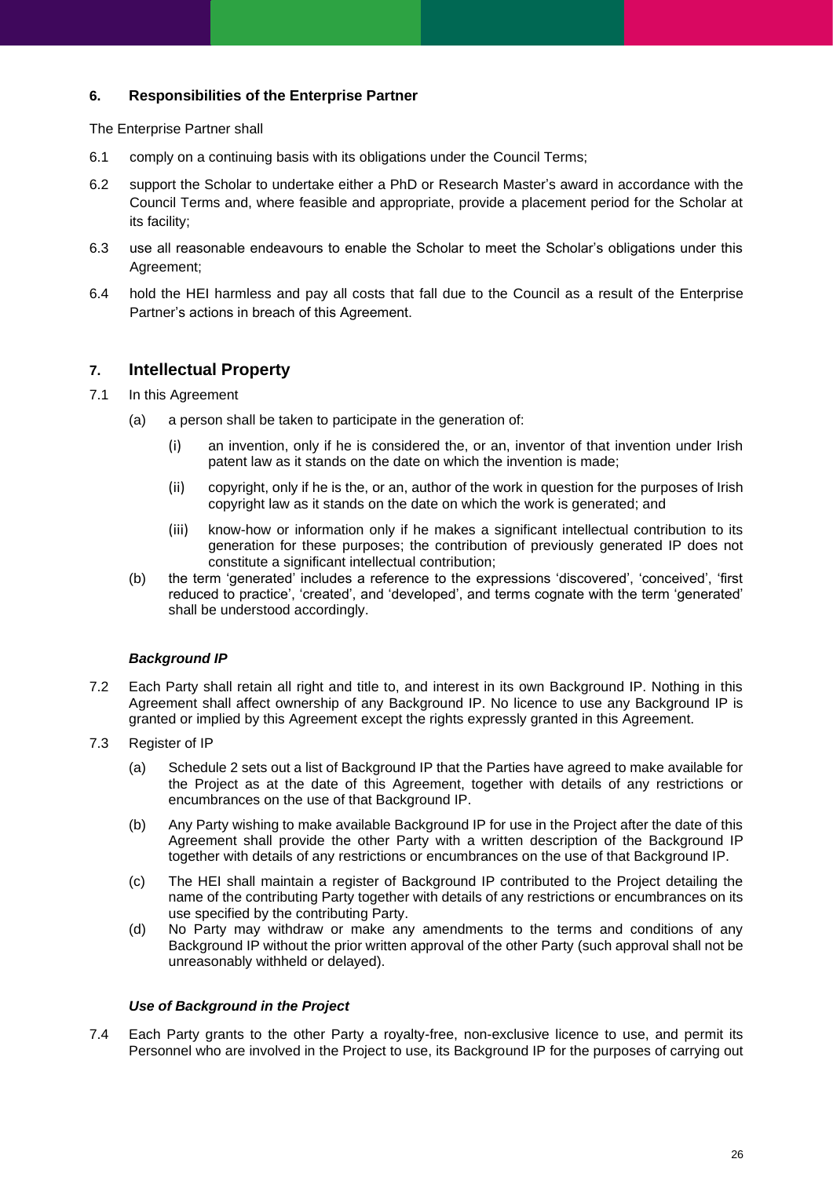### 6. Responsibilities of the Enterprise Partner

The Enterprise Partner shall

6.1 comply on a continuing basis with its obligations under the Council Terms;

6.2 support the Scholar to undertake either a PhD or Research Master's award in accordance with the Council Terms and, where feasible and appropriate, provide a placement period for the Scholar at its facility;

6.3 use all reasonable endeavours to enable the Scholar to meet the Scholar's obligations under this Agreement;

6.4 hold the HEI harmless and pay all costs that fall due to the Council as a result of the Enterprise Partner's actions in breach of this Agreement.

## 7. Intellectual Property

7.1 In this Agreement

(a) a person shall be taken to participate in the generation of:

(i) an invention, only if he is considered the, or an, inventor of that invention under Irish patent law as it stands on the date on which the invention is made;

(ii) copyright, only if he is the, or an, author of the work in question for the purposes of Irish copyright law as it stands on the date on which the work is generated; and

(iii) know-how or information only if he makes a significant intellectual contribution to its generation for these purposes; the contribution of previously generated IP does not constitute a significant intellectual contribution;

(b) the term 'generated' includes a reference to the expressions 'discovered', 'conceived', 'first reduced to practice', 'created', and 'developed', and terms cognate with the term 'generated' shall be understood accordingly.

***Background IP***

7.2 Each Party shall retain all right and title to, and interest in its own Background IP. Nothing in this Agreement shall affect ownership of any Background IP. No licence to use any Background IP is granted or implied by this Agreement except the rights expressly granted in this Agreement.

7.3 Register of IP

(a) Schedule 2 sets out a list of Background IP that the Parties have agreed to make available for the Project as at the date of this Agreement, together with details of any restrictions or encumbrances on the use of that Background IP.

(b) Any Party wishing to make available Background IP for use in the Project after the date of this Agreement shall provide the other Party with a written description of the Background IP together with details of any restrictions or encumbrances on the use of that Background IP.

(c) The HEI shall maintain a register of Background IP contributed to the Project detailing the name of the contributing Party together with details of any restrictions or encumbrances on its use specified by the contributing Party.

(d) No Party may withdraw or make any amendments to the terms and conditions of any Background IP without the prior written approval of the other Party (such approval shall not be unreasonably withheld or delayed).

***Use of Background in the Project***

7.4 Each Party grants to the other Party a royalty-free, non-exclusive licence to use, and permit its Personnel who are involved in the Project to use, its Background IP for the purposes of carrying out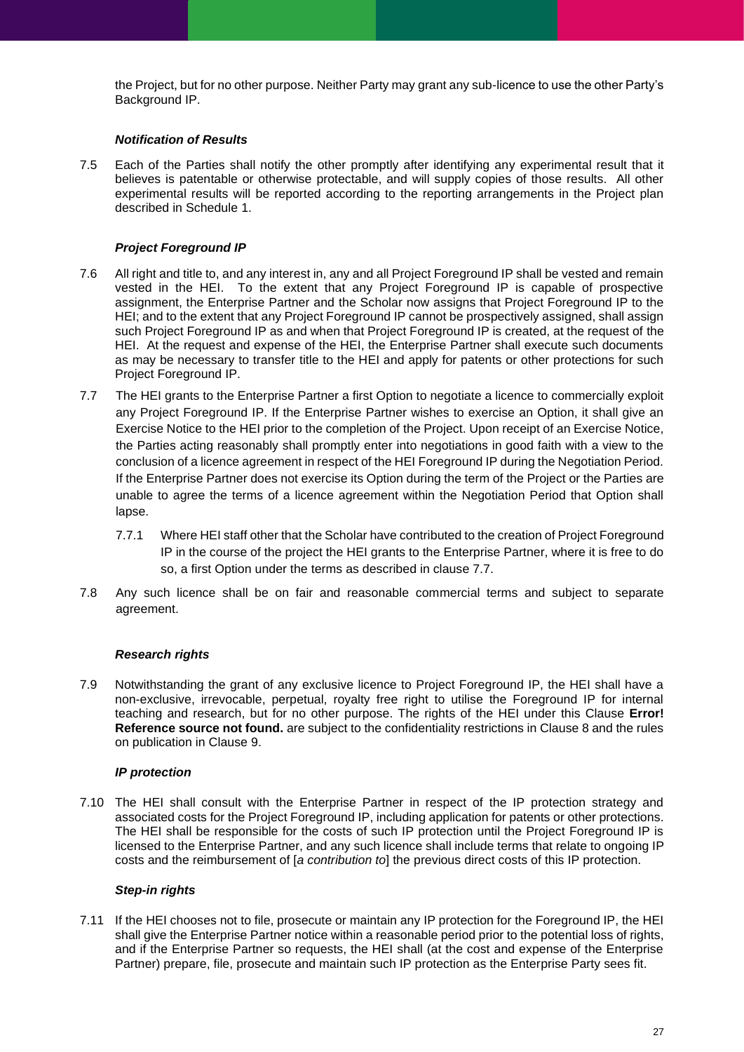the Project, but for no other purpose. Neither Party may grant any sub-licence to use the other Party's Background IP.

***Notification of Results***

7.5 Each of the Parties shall notify the other promptly after identifying any experimental result that it believes is patentable or otherwise protectable, and will supply copies of those results. All other experimental results will be reported according to the reporting arrangements in the Project plan described in Schedule 1.

***Project Foreground IP***

7.6 All right and title to, and any interest in, any and all Project Foreground IP shall be vested and remain vested in the HEI. To the extent that any Project Foreground IP is capable of prospective assignment, the Enterprise Partner and the Scholar now assigns that Project Foreground IP to the HEI; and to the extent that any Project Foreground IP cannot be prospectively assigned, shall assign such Project Foreground IP as and when that Project Foreground IP is created, at the request of the HEI. At the request and expense of the HEI, the Enterprise Partner shall execute such documents as may be necessary to transfer title to the HEI and apply for patents or other protections for such Project Foreground IP.

7.7 The HEI grants to the Enterprise Partner a first Option to negotiate a licence to commercially exploit any Project Foreground IP. If the Enterprise Partner wishes to exercise an Option, it shall give an Exercise Notice to the HEI prior to the completion of the Project. Upon receipt of an Exercise Notice, the Parties acting reasonably shall promptly enter into negotiations in good faith with a view to the conclusion of a licence agreement in respect of the HEI Foreground IP during the Negotiation Period. If the Enterprise Partner does not exercise its Option during the term of the Project or the Parties are unable to agree the terms of a licence agreement within the Negotiation Period that Option shall lapse.

7.7.1 Where HEI staff other that the Scholar have contributed to the creation of Project Foreground IP in the course of the project the HEI grants to the Enterprise Partner, where it is free to do so, a first Option under the terms as described in clause 7.7.

7.8 Any such licence shall be on fair and reasonable commercial terms and subject to separate agreement.

***Research rights***

7.9 Notwithstanding the grant of any exclusive licence to Project Foreground IP, the HEI shall have a non-exclusive, irrevocable, perpetual, royalty free right to utilise the Foreground IP for internal teaching and research, but for no other purpose. The rights of the HEI under this Clause **Error! Reference source not found.** are subject to the confidentiality restrictions in Clause 8 and the rules on publication in Clause 9.

***IP protection***

7.10 The HEI shall consult with the Enterprise Partner in respect of the IP protection strategy and associated costs for the Project Foreground IP, including application for patents or other protections. The HEI shall be responsible for the costs of such IP protection until the Project Foreground IP is licensed to the Enterprise Partner, and any such licence shall include terms that relate to ongoing IP costs and the reimbursement of [*a contribution to*] the previous direct costs of this IP protection.

***Step-in rights***

7.11 If the HEI chooses not to file, prosecute or maintain any IP protection for the Foreground IP, the HEI shall give the Enterprise Partner notice within a reasonable period prior to the potential loss of rights, and if the Enterprise Partner so requests, the HEI shall (at the cost and expense of the Enterprise Partner) prepare, file, prosecute and maintain such IP protection as the Enterprise Party sees fit.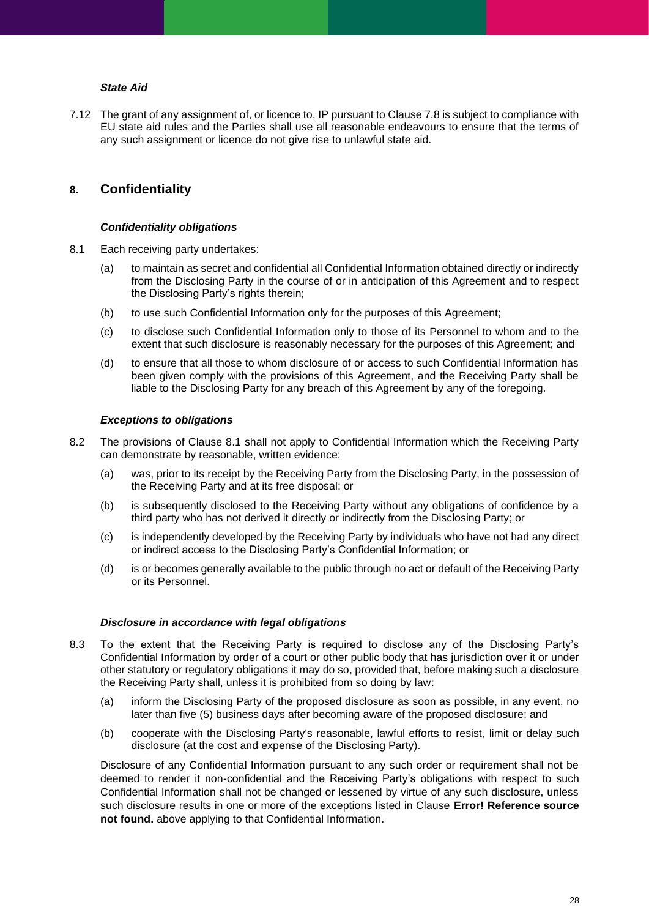***State Aid***

7.12 The grant of any assignment of, or licence to, IP pursuant to Clause 7.8 is subject to compliance with EU state aid rules and the Parties shall use all reasonable endeavours to ensure that the terms of any such assignment or licence do not give rise to unlawful state aid.

## 8. Confidentiality

***Confidentiality obligations***

8.1 Each receiving party undertakes:

(a) to maintain as secret and confidential all Confidential Information obtained directly or indirectly from the Disclosing Party in the course of or in anticipation of this Agreement and to respect the Disclosing Party's rights therein;

(b) to use such Confidential Information only for the purposes of this Agreement;

(c) to disclose such Confidential Information only to those of its Personnel to whom and to the extent that such disclosure is reasonably necessary for the purposes of this Agreement; and

(d) to ensure that all those to whom disclosure of or access to such Confidential Information has been given comply with the provisions of this Agreement, and the Receiving Party shall be liable to the Disclosing Party for any breach of this Agreement by any of the foregoing.

***Exceptions to obligations***

8.2 The provisions of Clause 8.1 shall not apply to Confidential Information which the Receiving Party can demonstrate by reasonable, written evidence:

(a) was, prior to its receipt by the Receiving Party from the Disclosing Party, in the possession of the Receiving Party and at its free disposal; or

(b) is subsequently disclosed to the Receiving Party without any obligations of confidence by a third party who has not derived it directly or indirectly from the Disclosing Party; or

(c) is independently developed by the Receiving Party by individuals who have not had any direct or indirect access to the Disclosing Party's Confidential Information; or

(d) is or becomes generally available to the public through no act or default of the Receiving Party or its Personnel.

***Disclosure in accordance with legal obligations***

8.3 To the extent that the Receiving Party is required to disclose any of the Disclosing Party's Confidential Information by order of a court or other public body that has jurisdiction over it or under other statutory or regulatory obligations it may do so, provided that, before making such a disclosure the Receiving Party shall, unless it is prohibited from so doing by law:

(a) inform the Disclosing Party of the proposed disclosure as soon as possible, in any event, no later than five (5) business days after becoming aware of the proposed disclosure; and

(b) cooperate with the Disclosing Party's reasonable, lawful efforts to resist, limit or delay such disclosure (at the cost and expense of the Disclosing Party).

Disclosure of any Confidential Information pursuant to any such order or requirement shall not be deemed to render it non-confidential and the Receiving Party's obligations with respect to such Confidential Information shall not be changed or lessened by virtue of any such disclosure, unless such disclosure results in one or more of the exceptions listed in Clause **Error! Reference source not found.** above applying to that Confidential Information.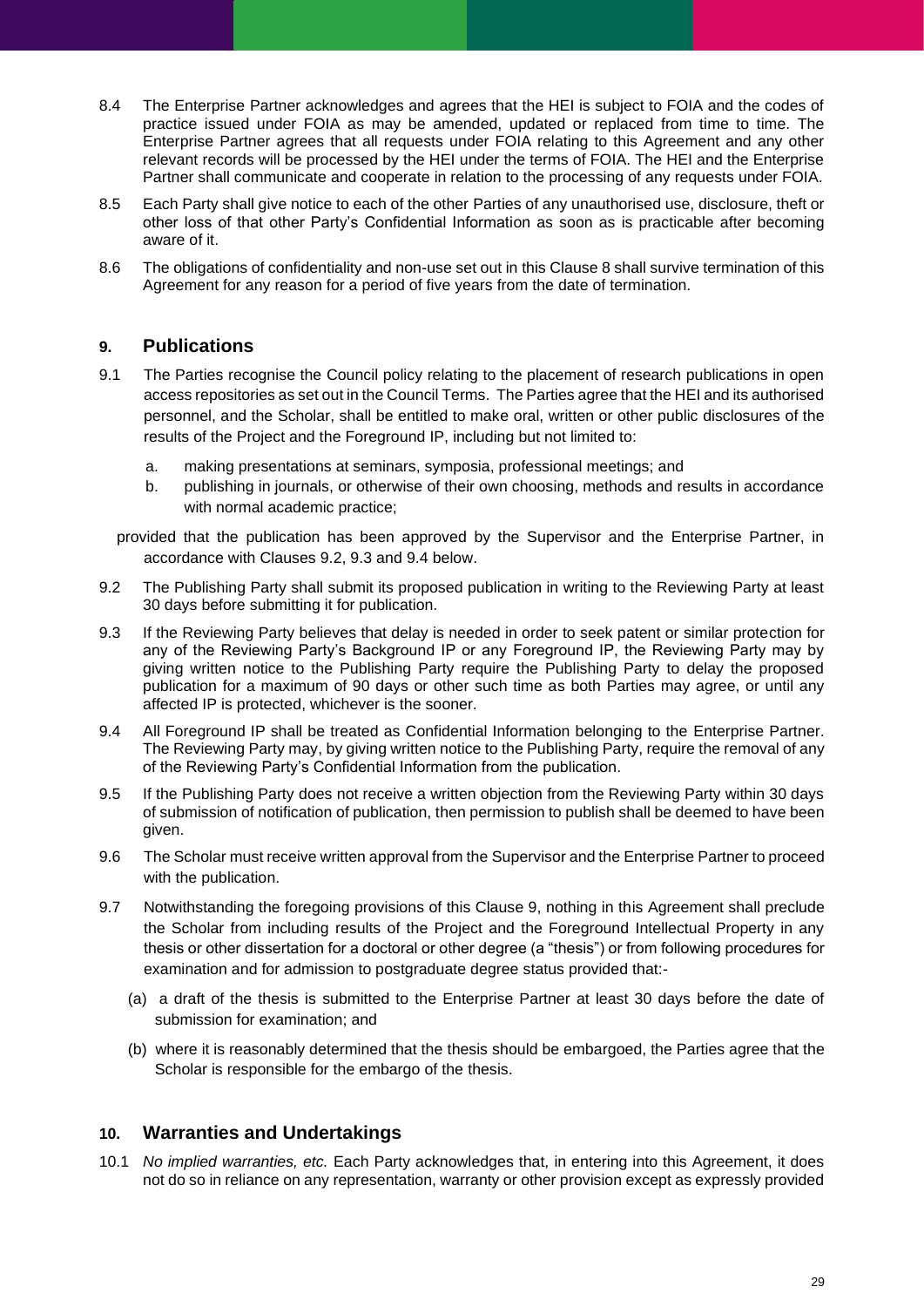8.4 The Enterprise Partner acknowledges and agrees that the HEI is subject to FOIA and the codes of practice issued under FOIA as may be amended, updated or replaced from time to time. The Enterprise Partner agrees that all requests under FOIA relating to this Agreement and any other relevant records will be processed by the HEI under the terms of FOIA. The HEI and the Enterprise Partner shall communicate and cooperate in relation to the processing of any requests under FOIA.

8.5 Each Party shall give notice to each of the other Parties of any unauthorised use, disclosure, theft or other loss of that other Party's Confidential Information as soon as is practicable after becoming aware of it.

8.6 The obligations of confidentiality and non-use set out in this Clause 8 shall survive termination of this Agreement for any reason for a period of five years from the date of termination.

## 9. Publications

9.1 The Parties recognise the Council policy relating to the placement of research publications in open access repositories as set out in the Council Terms. The Parties agree that the HEI and its authorised personnel, and the Scholar, shall be entitled to make oral, written or other public disclosures of the results of the Project and the Foreground IP, including but not limited to:

a. making presentations at seminars, symposia, professional meetings; and
b. publishing in journals, or otherwise of their own choosing, methods and results in accordance with normal academic practice;

provided that the publication has been approved by the Supervisor and the Enterprise Partner, in accordance with Clauses 9.2, 9.3 and 9.4 below.

9.2 The Publishing Party shall submit its proposed publication in writing to the Reviewing Party at least 30 days before submitting it for publication.

9.3 If the Reviewing Party believes that delay is needed in order to seek patent or similar protection for any of the Reviewing Party's Background IP or any Foreground IP, the Reviewing Party may by giving written notice to the Publishing Party require the Publishing Party to delay the proposed publication for a maximum of 90 days or other such time as both Parties may agree, or until any affected IP is protected, whichever is the sooner.

9.4 All Foreground IP shall be treated as Confidential Information belonging to the Enterprise Partner. The Reviewing Party may, by giving written notice to the Publishing Party, require the removal of any of the Reviewing Party's Confidential Information from the publication.

9.5 If the Publishing Party does not receive a written objection from the Reviewing Party within 30 days of submission of notification of publication, then permission to publish shall be deemed to have been given.

9.6 The Scholar must receive written approval from the Supervisor and the Enterprise Partner to proceed with the publication.

9.7 Notwithstanding the foregoing provisions of this Clause 9, nothing in this Agreement shall preclude the Scholar from including results of the Project and the Foreground Intellectual Property in any thesis or other dissertation for a doctoral or other degree (a "thesis") or from following procedures for examination and for admission to postgraduate degree status provided that:-

(a) a draft of the thesis is submitted to the Enterprise Partner at least 30 days before the date of submission for examination; and

(b) where it is reasonably determined that the thesis should be embargoed, the Parties agree that the Scholar is responsible for the embargo of the thesis.

## 10. Warranties and Undertakings

10.1 *No implied warranties, etc.* Each Party acknowledges that, in entering into this Agreement, it does not do so in reliance on any representation, warranty or other provision except as expressly provided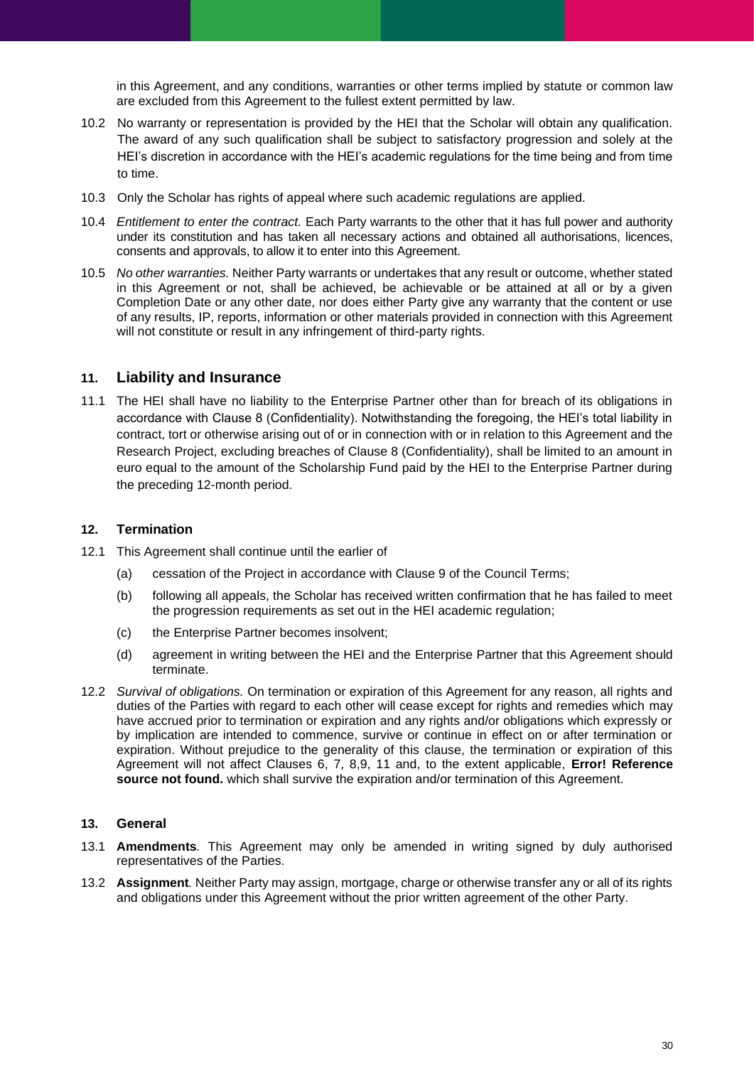in this Agreement, and any conditions, warranties or other terms implied by statute or common law are excluded from this Agreement to the fullest extent permitted by law.

10.2 No warranty or representation is provided by the HEI that the Scholar will obtain any qualification. The award of any such qualification shall be subject to satisfactory progression and solely at the HEI's discretion in accordance with the HEI's academic regulations for the time being and from time to time.

10.3 Only the Scholar has rights of appeal where such academic regulations are applied.

10.4 *Entitlement to enter the contract.* Each Party warrants to the other that it has full power and authority under its constitution and has taken all necessary actions and obtained all authorisations, licences, consents and approvals, to allow it to enter into this Agreement.

10.5 *No other warranties.* Neither Party warrants or undertakes that any result or outcome, whether stated in this Agreement or not, shall be achieved, be achievable or be attained at all or by a given Completion Date or any other date, nor does either Party give any warranty that the content or use of any results, IP, reports, information or other materials provided in connection with this Agreement will not constitute or result in any infringement of third-party rights.

## 11. Liability and Insurance

11.1 The HEI shall have no liability to the Enterprise Partner other than for breach of its obligations in accordance with Clause 8 (Confidentiality). Notwithstanding the foregoing, the HEI's total liability in contract, tort or otherwise arising out of or in connection with or in relation to this Agreement and the Research Project, excluding breaches of Clause 8 (Confidentiality), shall be limited to an amount in euro equal to the amount of the Scholarship Fund paid by the HEI to the Enterprise Partner during the preceding 12-month period.

### 12. Termination

12.1 This Agreement shall continue until the earlier of

(a) cessation of the Project in accordance with Clause 9 of the Council Terms;

(b) following all appeals, the Scholar has received written confirmation that he has failed to meet the progression requirements as set out in the HEI academic regulation;

(c) the Enterprise Partner becomes insolvent;

(d) agreement in writing between the HEI and the Enterprise Partner that this Agreement should terminate.

12.2 *Survival of obligations.* On termination or expiration of this Agreement for any reason, all rights and duties of the Parties with regard to each other will cease except for rights and remedies which may have accrued prior to termination or expiration and any rights and/or obligations which expressly or by implication are intended to commence, survive or continue in effect on or after termination or expiration. Without prejudice to the generality of this clause, the termination or expiration of this Agreement will not affect Clauses 6, 7, 8,9, 11 and, to the extent applicable, **Error! Reference source not found.** which shall survive the expiration and/or termination of this Agreement.

### 13. General

13.1 **Amendments**. This Agreement may only be amended in writing signed by duly authorised representatives of the Parties.

13.2 **Assignment**. Neither Party may assign, mortgage, charge or otherwise transfer any or all of its rights and obligations under this Agreement without the prior written agreement of the other Party.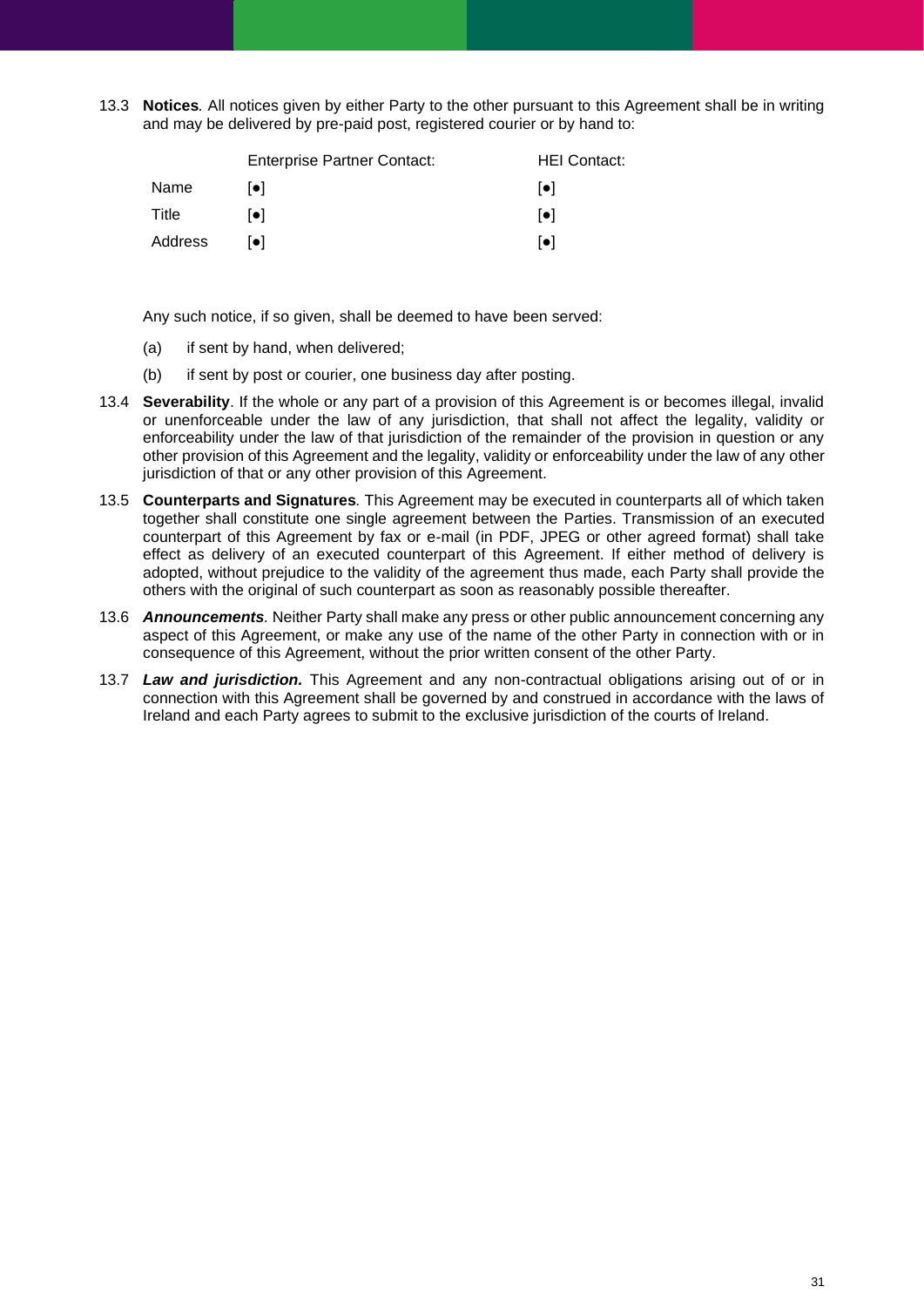13.3 **Notices**. All notices given by either Party to the other pursuant to this Agreement shall be in writing and may be delivered by pre-paid post, registered courier or by hand to:

| | Enterprise Partner Contact: | HEI Contact: |
|---|---|---|
| Name | [●] | [●] |
| Title | [●] | [●] |
| Address | [●] | [●] |

Any such notice, if so given, shall be deemed to have been served:

(a) if sent by hand, when delivered;

(b) if sent by post or courier, one business day after posting.

13.4 **Severability**. If the whole or any part of a provision of this Agreement is or becomes illegal, invalid or unenforceable under the law of any jurisdiction, that shall not affect the legality, validity or enforceability under the law of that jurisdiction of the remainder of the provision in question or any other provision of this Agreement and the legality, validity or enforceability under the law of any other jurisdiction of that or any other provision of this Agreement.

13.5 **Counterparts and Signatures**. This Agreement may be executed in counterparts all of which taken together shall constitute one single agreement between the Parties. Transmission of an executed counterpart of this Agreement by fax or e-mail (in PDF, JPEG or other agreed format) shall take effect as delivery of an executed counterpart of this Agreement. If either method of delivery is adopted, without prejudice to the validity of the agreement thus made, each Party shall provide the others with the original of such counterpart as soon as reasonably possible thereafter.

13.6 ***Announcements***. Neither Party shall make any press or other public announcement concerning any aspect of this Agreement, or make any use of the name of the other Party in connection with or in consequence of this Agreement, without the prior written consent of the other Party.

13.7 ***Law and jurisdiction.*** This Agreement and any non-contractual obligations arising out of or in connection with this Agreement shall be governed by and construed in accordance with the laws of Ireland and each Party agrees to submit to the exclusive jurisdiction of the courts of Ireland.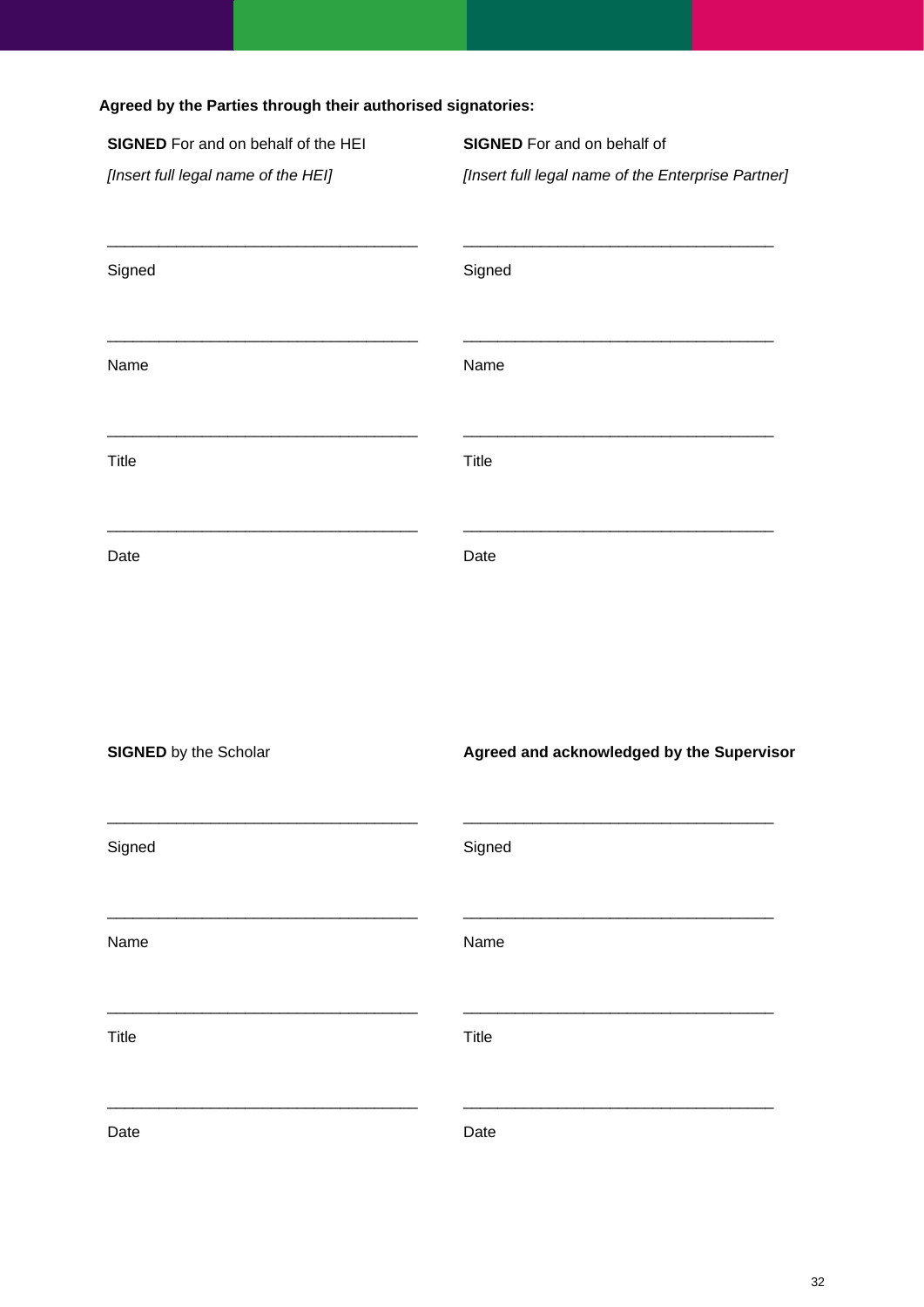**Agreed by the Parties through their authorised signatories:**

**SIGNED** For and on behalf of the HEI

*[Insert full legal name of the HEI]*

\_\_\_\_\_\_\_\_\_\_\_\_\_\_\_\_\_\_\_\_\_\_\_\_\_\_\_\_\_\_\_\_\_\_\_\_

Signed

\_\_\_\_\_\_\_\_\_\_\_\_\_\_\_\_\_\_\_\_\_\_\_\_\_\_\_\_\_\_\_\_\_\_\_\_

Name

\_\_\_\_\_\_\_\_\_\_\_\_\_\_\_\_\_\_\_\_\_\_\_\_\_\_\_\_\_\_\_\_\_\_\_\_

Title

\_\_\_\_\_\_\_\_\_\_\_\_\_\_\_\_\_\_\_\_\_\_\_\_\_\_\_\_\_\_\_\_\_\_\_\_

Date

**SIGNED** For and on behalf of

*[Insert full legal name of the Enterprise Partner]*

\_\_\_\_\_\_\_\_\_\_\_\_\_\_\_\_\_\_\_\_\_\_\_\_\_\_\_\_\_\_\_\_\_\_\_\_

Signed

\_\_\_\_\_\_\_\_\_\_\_\_\_\_\_\_\_\_\_\_\_\_\_\_\_\_\_\_\_\_\_\_\_\_\_\_

Name

\_\_\_\_\_\_\_\_\_\_\_\_\_\_\_\_\_\_\_\_\_\_\_\_\_\_\_\_\_\_\_\_\_\_\_\_

Title

\_\_\_\_\_\_\_\_\_\_\_\_\_\_\_\_\_\_\_\_\_\_\_\_\_\_\_\_\_\_\_\_\_\_\_\_

Date

**SIGNED** by the Scholar

\_\_\_\_\_\_\_\_\_\_\_\_\_\_\_\_\_\_\_\_\_\_\_\_\_\_\_\_\_\_\_\_\_\_\_\_

Signed

\_\_\_\_\_\_\_\_\_\_\_\_\_\_\_\_\_\_\_\_\_\_\_\_\_\_\_\_\_\_\_\_\_\_\_\_

Name

\_\_\_\_\_\_\_\_\_\_\_\_\_\_\_\_\_\_\_\_\_\_\_\_\_\_\_\_\_\_\_\_\_\_\_\_

Title

\_\_\_\_\_\_\_\_\_\_\_\_\_\_\_\_\_\_\_\_\_\_\_\_\_\_\_\_\_\_\_\_\_\_\_\_

Date

**Agreed and acknowledged by the Supervisor**

\_\_\_\_\_\_\_\_\_\_\_\_\_\_\_\_\_\_\_\_\_\_\_\_\_\_\_\_\_\_\_\_\_\_\_\_

Signed

\_\_\_\_\_\_\_\_\_\_\_\_\_\_\_\_\_\_\_\_\_\_\_\_\_\_\_\_\_\_\_\_\_\_\_\_

Name

\_\_\_\_\_\_\_\_\_\_\_\_\_\_\_\_\_\_\_\_\_\_\_\_\_\_\_\_\_\_\_\_\_\_\_\_

Title

\_\_\_\_\_\_\_\_\_\_\_\_\_\_\_\_\_\_\_\_\_\_\_\_\_\_\_\_\_\_\_\_\_\_\_\_

Date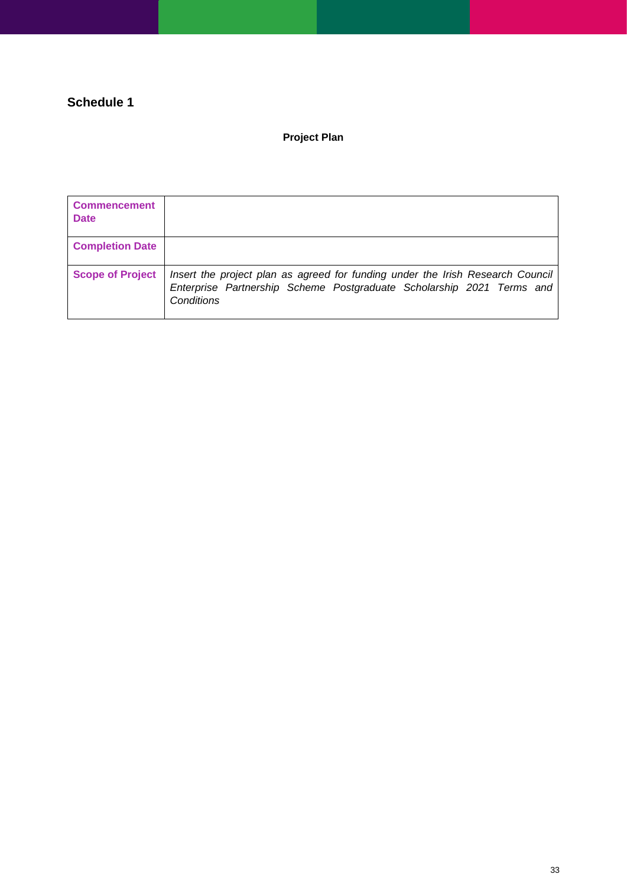## Schedule 1

**Project Plan**

| **Commencement Date** | |
|---|---|
| **Completion Date** | |
| **Scope of Project** | *Insert the project plan as agreed for funding under the Irish Research Council Enterprise Partnership Scheme Postgraduate Scholarship 2021 Terms and Conditions* |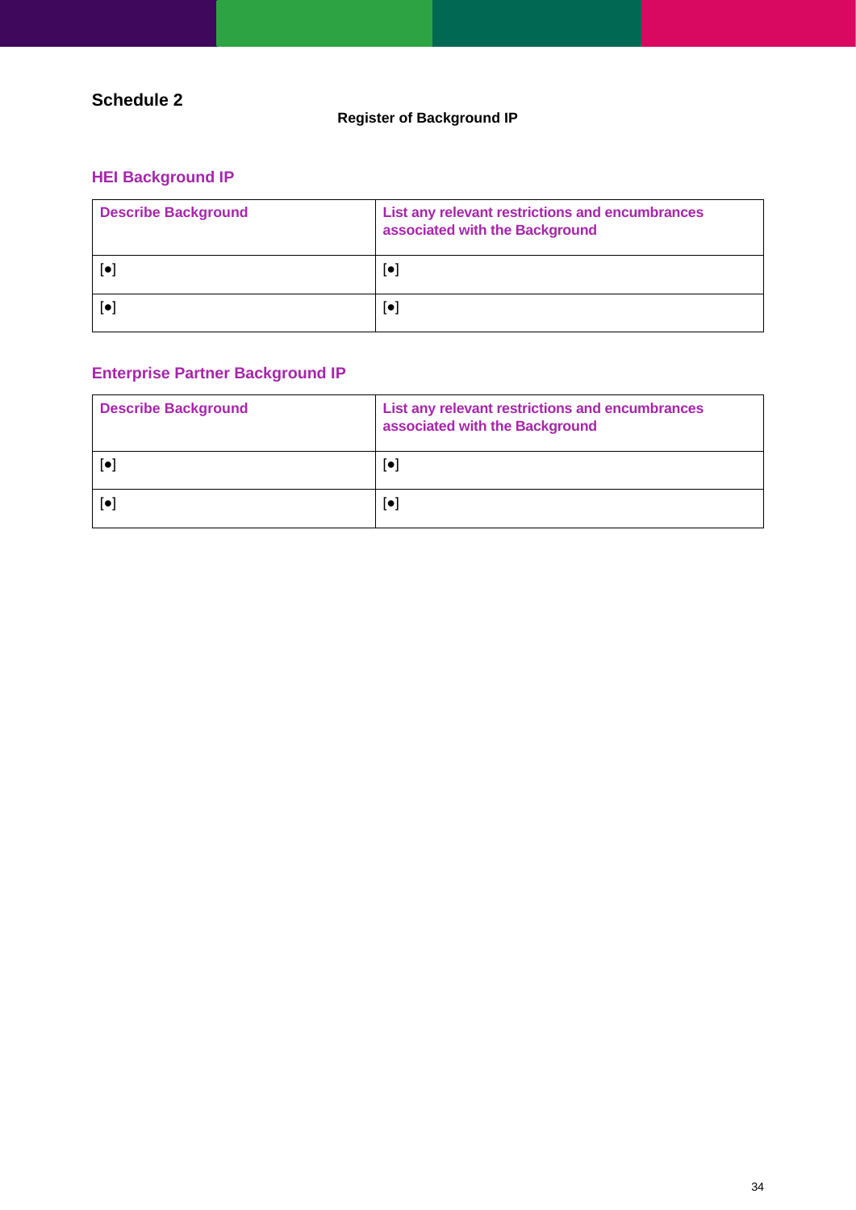## Schedule 2

**Register of Background IP**

### HEI Background IP

| Describe Background | List any relevant restrictions and encumbrances associated with the Background |
|---|---|
| [●] | [●] |
| [●] | [●] |

### Enterprise Partner Background IP

| Describe Background | List any relevant restrictions and encumbrances associated with the Background |
|---|---|
| [●] | [●] |
| [●] | [●] |